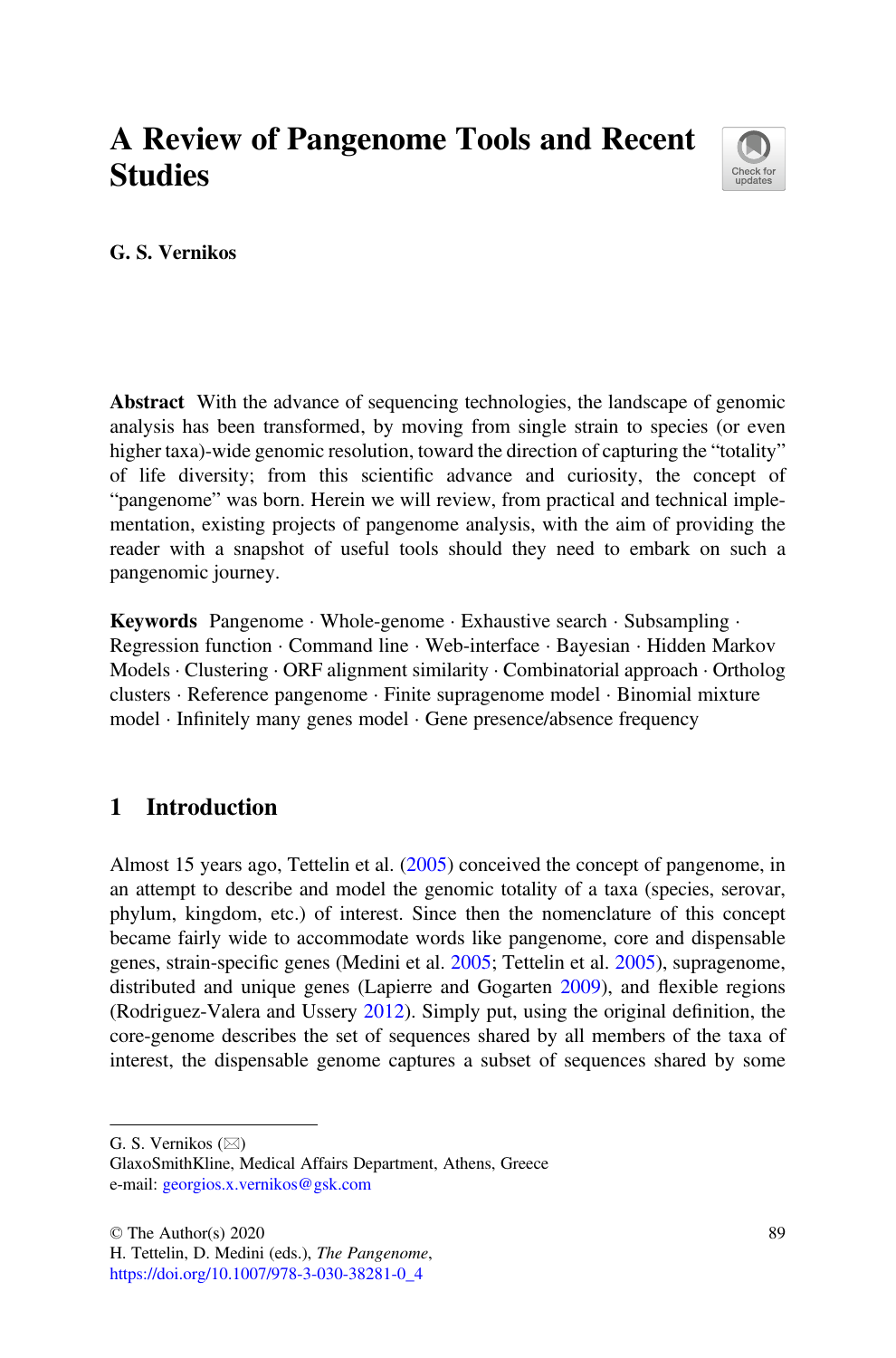# A Review of Pangenome Tools and Recent Studies

**G. S. Vernikos**

**Abstract** With the advance of sequencing technologies, the landscape of genomic analysis has been transformed, by moving from single strain to species (or even higher taxa)-wide genomic resolution, toward the direction of capturing the "totality" of life diversity; from this scientific advance and curiosity, the concept of "pangenome" was born. Herein we will review, from practical and technical implementation, existing projects of pangenome analysis, with the aim of providing the reader with a snapshot of useful tools should they need to embark on such a pangenomic journey.

**Keywords** Pangenome · Whole-genome · Exhaustive search · Subsampling · Regression function · Command line · Web-interface · Bayesian · Hidden Markov Models · Clustering · ORF alignment similarity · Combinatorial approach · Ortholog clusters · Reference pangenome · Finite supragenome model · Binomial mixture model · Infinitely many genes model · Gene presence/absence frequency

## 1 Introduction

Almost 15 years ago, Tettelin et al. (2005) conceived the concept of pangenome, in an attempt to describe and model the genomic totality of a taxa (species, serovar, phylum, kingdom, etc.) of interest. Since then the nomenclature of this concept became fairly wide to accommodate words like pangenome, core and dispensable genes, strain-specific genes (Medini et al. 2005; Tettelin et al. 2005), supragenome, distributed and unique genes (Lapierre and Gogarten 2009), and flexible regions (Rodriguez-Valera and Ussery 2012). Simply put, using the original definition, the core-genome describes the set of sequences shared by all members of the taxa of interest, the dispensable genome captures a subset of sequences shared by some

---

G. S. Vernikos (✉)
GlaxoSmithKline, Medical Affairs Department, Athens, Greece
e-mail: georgios.x.vernikos@gsk.com

© The Author(s) 2020
H. Tettelin, D. Medini (eds.), *The Pangenome*,
https://doi.org/10.1007/978-3-030-38281-0_4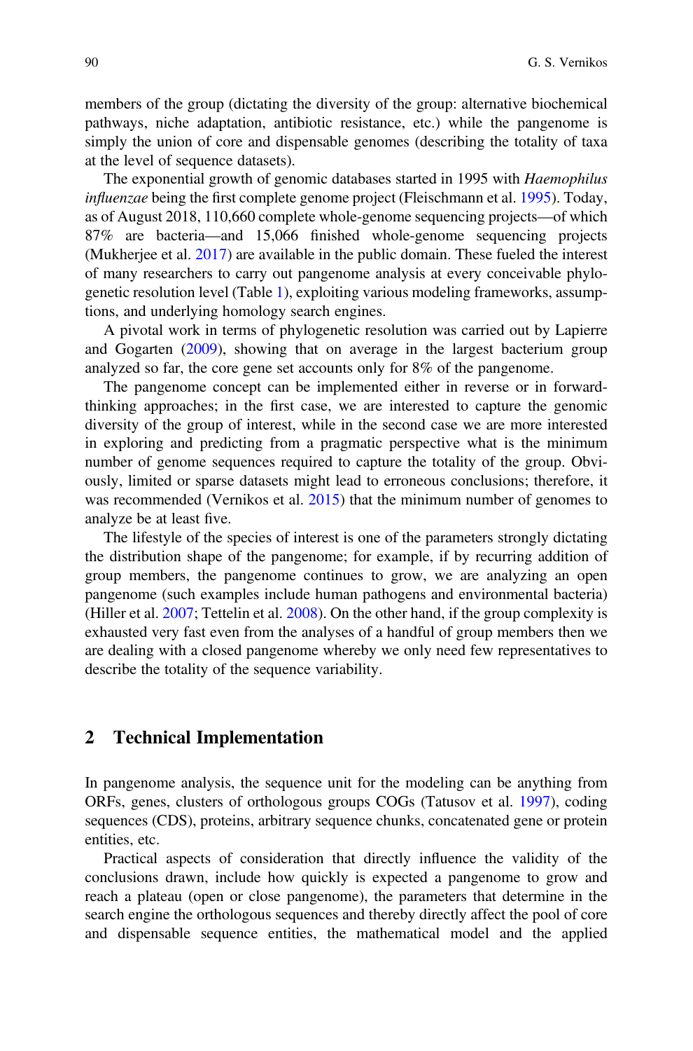members of the group (dictating the diversity of the group: alternative biochemical pathways, niche adaptation, antibiotic resistance, etc.) while the pangenome is simply the union of core and dispensable genomes (describing the totality of taxa at the level of sequence datasets).

The exponential growth of genomic databases started in 1995 with *Haemophilus influenzae* being the first complete genome project (Fleischmann et al. 1995). Today, as of August 2018, 110,660 complete whole-genome sequencing projects—of which 87% are bacteria—and 15,066 finished whole-genome sequencing projects (Mukherjee et al. 2017) are available in the public domain. These fueled the interest of many researchers to carry out pangenome analysis at every conceivable phylogenetic resolution level (Table 1), exploiting various modeling frameworks, assumptions, and underlying homology search engines.

A pivotal work in terms of phylogenetic resolution was carried out by Lapierre and Gogarten (2009), showing that on average in the largest bacterium group analyzed so far, the core gene set accounts only for 8% of the pangenome.

The pangenome concept can be implemented either in reverse or in forward-thinking approaches; in the first case, we are interested to capture the genomic diversity of the group of interest, while in the second case we are more interested in exploring and predicting from a pragmatic perspective what is the minimum number of genome sequences required to capture the totality of the group. Obviously, limited or sparse datasets might lead to erroneous conclusions; therefore, it was recommended (Vernikos et al. 2015) that the minimum number of genomes to analyze be at least five.

The lifestyle of the species of interest is one of the parameters strongly dictating the distribution shape of the pangenome; for example, if by recurring addition of group members, the pangenome continues to grow, we are analyzing an open pangenome (such examples include human pathogens and environmental bacteria) (Hiller et al. 2007; Tettelin et al. 2008). On the other hand, if the group complexity is exhausted very fast even from the analyses of a handful of group members then we are dealing with a closed pangenome whereby we only need few representatives to describe the totality of the sequence variability.

## 2 Technical Implementation

In pangenome analysis, the sequence unit for the modeling can be anything from ORFs, genes, clusters of orthologous groups COGs (Tatusov et al. 1997), coding sequences (CDS), proteins, arbitrary sequence chunks, concatenated gene or protein entities, etc.

Practical aspects of consideration that directly influence the validity of the conclusions drawn, include how quickly is expected a pangenome to grow and reach a plateau (open or close pangenome), the parameters that determine in the search engine the orthologous sequences and thereby directly affect the pool of core and dispensable sequence entities, the mathematical model and the applied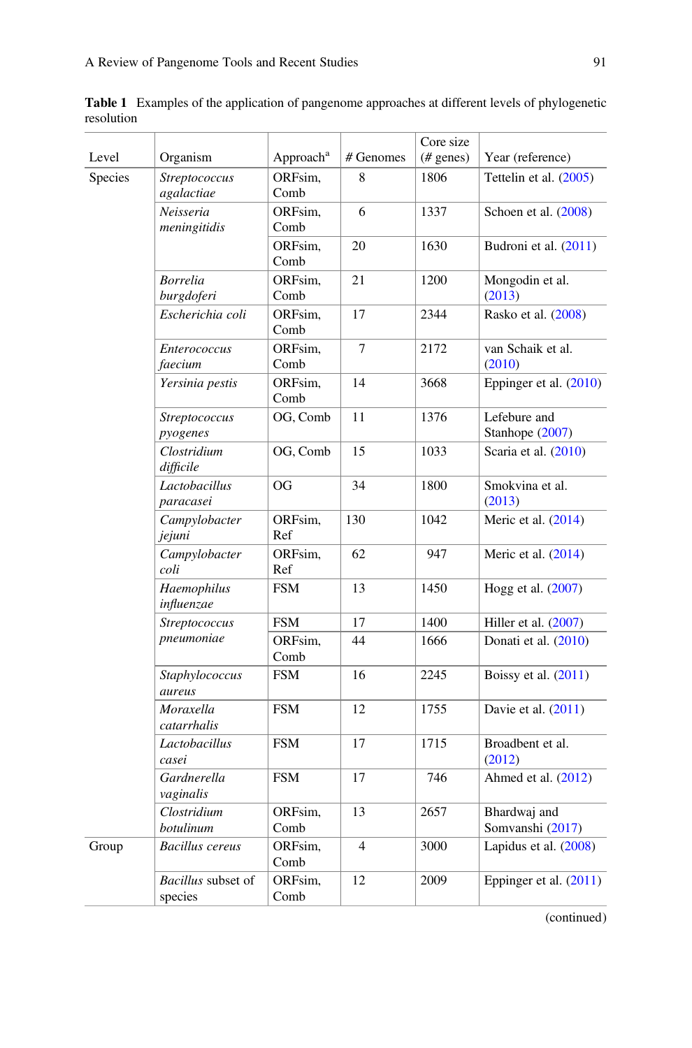**Table 1** Examples of the application of pangenome approaches at different levels of phylogenetic resolution

| Level | Organism | Approach[a] | # Genomes | Core size (# genes) | Year (reference) |
|---|---|---|---|---|---|
| Species | *Streptococcus agalactiae* | ORFsim, Comb | 8 | 1806 | Tettelin et al. (2005) |
| | *Neisseria meningitidis* | ORFsim, Comb | 6 | 1337 | Schoen et al. (2008) |
| | | ORFsim, Comb | 20 | 1630 | Budroni et al. (2011) |
| | *Borrelia burgdoferi* | ORFsim, Comb | 21 | 1200 | Mongodin et al. (2013) |
| | *Escherichia coli* | ORFsim, Comb | 17 | 2344 | Rasko et al. (2008) |
| | *Enterococcus faecium* | ORFsim, Comb | 7 | 2172 | van Schaik et al. (2010) |
| | *Yersinia pestis* | ORFsim, Comb | 14 | 3668 | Eppinger et al. (2010) |
| | *Streptococcus pyogenes* | OG, Comb | 11 | 1376 | Lefebure and Stanhope (2007) |
| | *Clostridium difficile* | OG, Comb | 15 | 1033 | Scaria et al. (2010) |
| | *Lactobacillus paracasei* | OG | 34 | 1800 | Smokvina et al. (2013) |
| | *Campylobacter jejuni* | ORFsim, Ref | 130 | 1042 | Meric et al. (2014) |
| | *Campylobacter coli* | ORFsim, Ref | 62 | 947 | Meric et al. (2014) |
| | *Haemophilus influenzae* | FSM | 13 | 1450 | Hogg et al. (2007) |
| | *Streptococcus pneumoniae* | FSM | 17 | 1400 | Hiller et al. (2007) |
| | | ORFsim, Comb | 44 | 1666 | Donati et al. (2010) |
| | *Staphylococcus aureus* | FSM | 16 | 2245 | Boissy et al. (2011) |
| | *Moraxella catarrhalis* | FSM | 12 | 1755 | Davie et al. (2011) |
| | *Lactobacillus casei* | FSM | 17 | 1715 | Broadbent et al. (2012) |
| | *Gardnerella vaginalis* | FSM | 17 | 746 | Ahmed et al. (2012) |
| | *Clostridium botulinum* | ORFsim, Comb | 13 | 2657 | Bhardwaj and Somvanshi (2017) |
| Group | *Bacillus cereus* | ORFsim, Comb | 4 | 3000 | Lapidus et al. (2008) |
| | *Bacillus* subset of species | ORFsim, Comb | 12 | 2009 | Eppinger et al. (2011) |

(continued)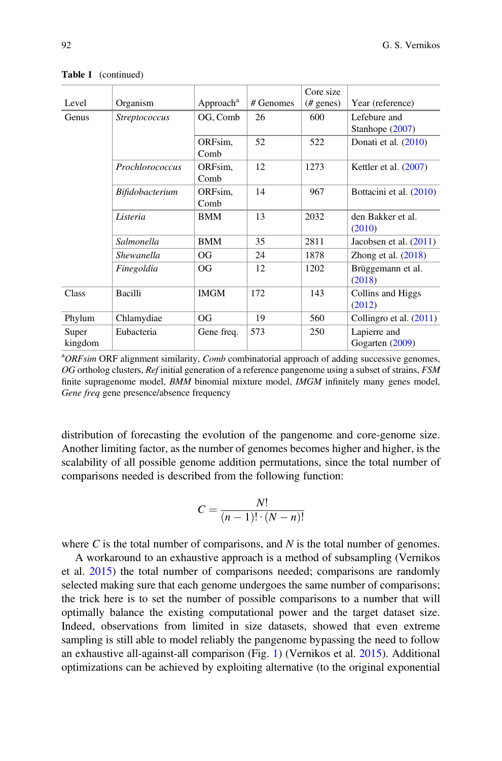**Table 1** (continued)

| Level | Organism | Approach[a] | # Genomes | Core size (# genes) | Year (reference) |
|---|---|---|---|---|---|
| Genus | *Streptococcus* | OG, Comb | 26 | 600 | Lefebure and Stanhope (2007) |
| | | ORFsim, Comb | 52 | 522 | Donati et al. (2010) |
| | *Prochlorococcus* | ORFsim, Comb | 12 | 1273 | Kettler et al. (2007) |
| | *Bifidobacterium* | ORFsim, Comb | 14 | 967 | Bottacini et al. (2010) |
| | *Listeria* | BMM | 13 | 2032 | den Bakker et al. (2010) |
| | *Salmonella* | BMM | 35 | 2811 | Jacobsen et al. (2011) |
| | *Shewanella* | OG | 24 | 1878 | Zhong et al. (2018) |
| | *Finegoldia* | OG | 12 | 1202 | Brüggemann et al. (2018) |
| Class | Bacilli | IMGM | 172 | 143 | Collins and Higgs (2012) |
| Phylum | Chlamydiae | OG | 19 | 560 | Collingro et al. (2011) |
| Super kingdom | Eubacteria | Gene freq. | 573 | 250 | Lapierre and Gogarten (2009) |

[a]*ORFsim* ORF alignment similarity, *Comb* combinatorial approach of adding successive genomes, *OG* ortholog clusters, *Ref* initial generation of a reference pangenome using a subset of strains, *FSM* finite supragenome model, *BMM* binomial mixture model, *IMGM* infinitely many genes model, *Gene freq* gene presence/absence frequency

distribution of forecasting the evolution of the pangenome and core-genome size. Another limiting factor, as the number of genomes becomes higher and higher, is the scalability of all possible genome addition permutations, since the total number of comparisons needed is described from the following function:

$$C = \frac{N!}{(n-1)! \cdot (N-n)!}$$

where $C$ is the total number of comparisons, and $N$ is the total number of genomes.

A workaround to an exhaustive approach is a method of subsampling (Vernikos et al. 2015) the total number of comparisons needed; comparisons are randomly selected making sure that each genome undergoes the same number of comparisons; the trick here is to set the number of possible comparisons to a number that will optimally balance the existing computational power and the target dataset size. Indeed, observations from limited in size datasets, showed that even extreme sampling is still able to model reliably the pangenome bypassing the need to follow an exhaustive all-against-all comparison (Fig. 1) (Vernikos et al. 2015). Additional optimizations can be achieved by exploiting alternative (to the original exponential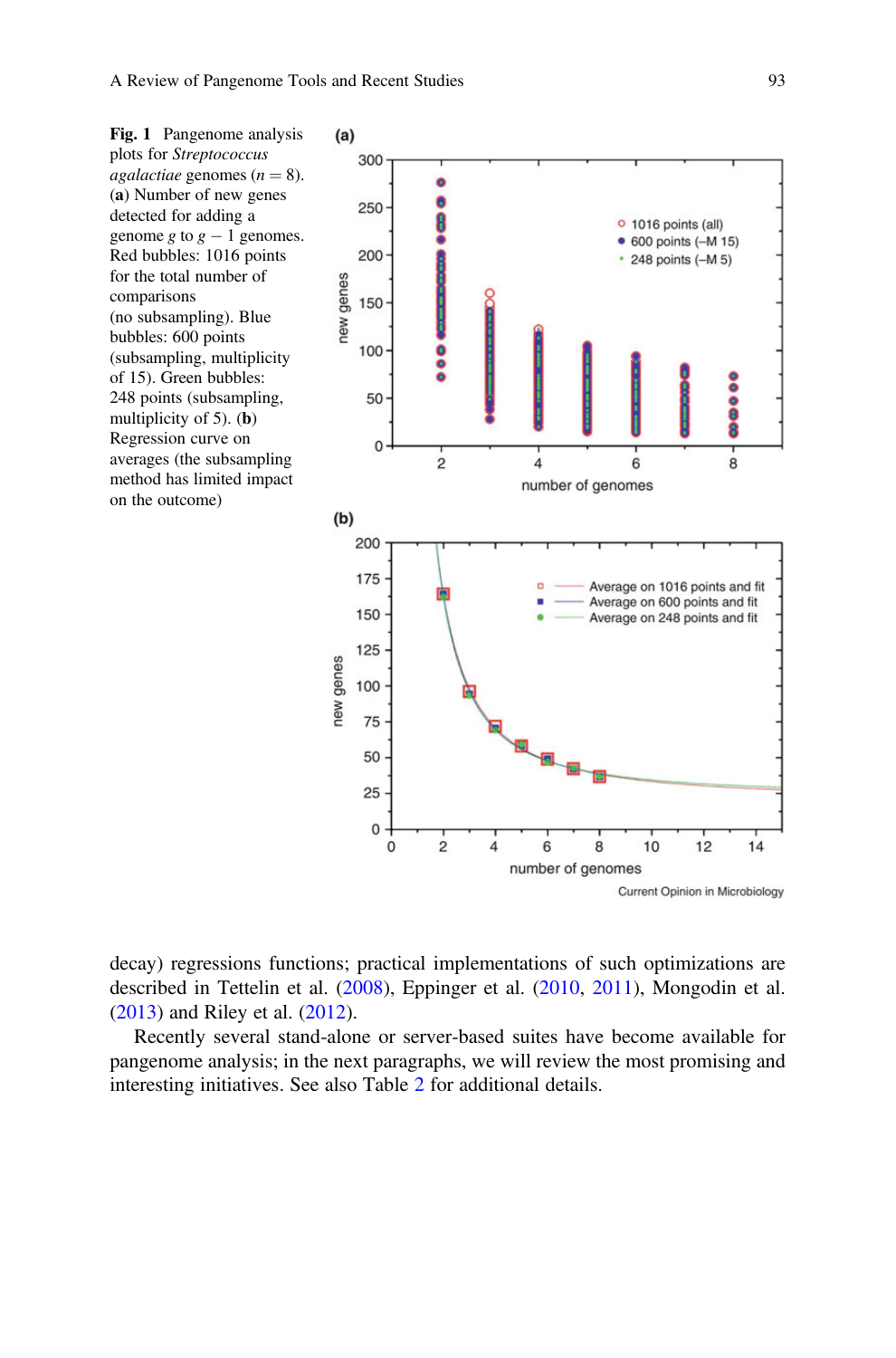**Fig. 1** Pangenome analysis plots for *Streptococcus agalactiae* genomes ($n = 8$). (**a**) Number of new genes detected for adding a genome $g$ to $g - 1$ genomes. Red bubbles: 1016 points for the total number of comparisons (no subsampling). Blue bubbles: 600 points (subsampling, multiplicity of 15). Green bubbles: 248 points (subsampling, multiplicity of 5). (**b**) Regression curve on averages (the subsampling method has limited impact on the outcome)

decay) regressions functions; practical implementations of such optimizations are described in Tettelin et al. (2008), Eppinger et al. (2010, 2011), Mongodin et al. (2013) and Riley et al. (2012).

Recently several stand-alone or server-based suites have become available for pangenome analysis; in the next paragraphs, we will review the most promising and interesting initiatives. See also Table 2 for additional details.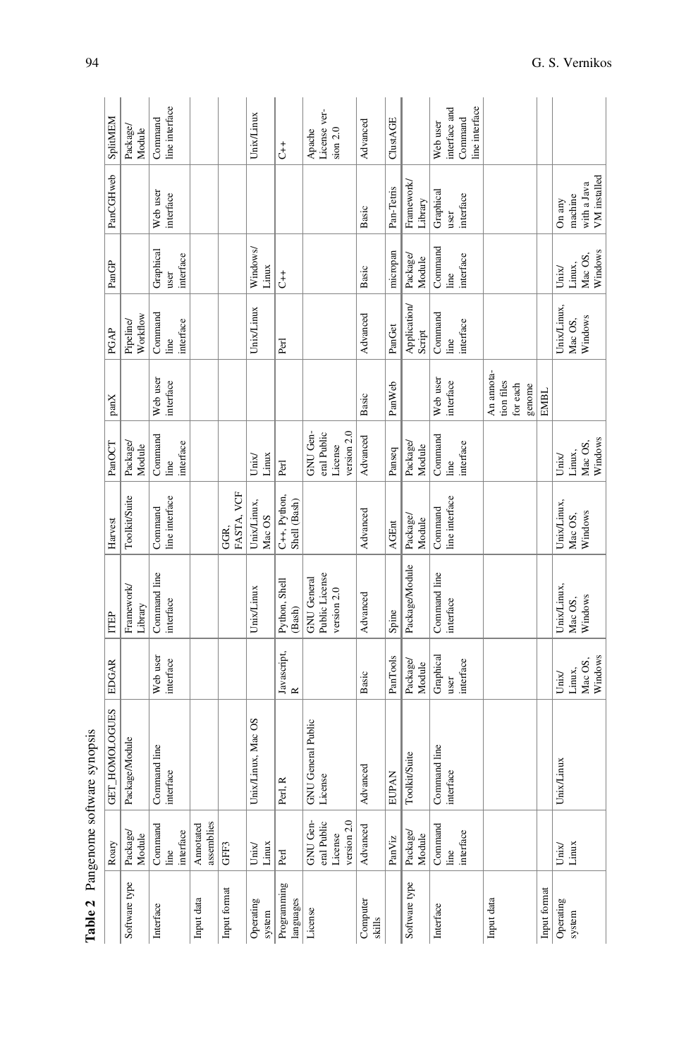**Table 2** Pangenome software synopsis

| | Roary | GET_HOMOLOGUES | EDGAR | ITEP | Harvest | PanOCT | panX | PGAP | PanGP | PanCGHweb | SplitMEM |
|---|---|---|---|---|---|---|---|---|---|---|---|
| Software type | Package/Module | Package/Module | | Framework/Library | Toolkit/Suite | Package/Module | | Pipeline/Workflow | | | Package/Module |
| Interface | Command line interface | Command line interface | Web user interface | Command line interface | Command line interface | Command line interface | Web user interface | Command line interface | Graphical user interface | Web user interface | Command line interface |
| Input data | Annotated assemblies | | | | | | | | | | |
| Input format | GFF3 | | | | GGR, FASTA, VCF | | | | | | |
| Operating system | Unix/Linux | Unix/Linux, Mac OS | | Unix/Linux | Unix/Linux, Mac OS | Unix/Linux | | Unix/Linux | Windows/Linux | | Unix/Linux |
| Programming languages | Perl | Perl, R | Javascript, R | Python, Shell (Bash) | C++, Python, Shell (Bash) | Perl | | Perl | C++ | | C++ |
| License | GNU General Public License version 2.0 | GNU General Public License | | GNU General Public License version 2.0 | | GNU General Public License version 2.0 | | | | | Apache License version 2.0 |
| Computer skills | Advanced | Advanced | Basic | Advanced | Advanced | Advanced | Basic | Advanced | Basic | Basic | Advanced |
| | PanViz | EUPAN | PanTools | Spine | AGEnt | Panseq | PanWeb | PanGet | micropan | Pan-Tetris | ClustAGE |
| Software type | Package/Module | Toolkit/Suite | Package/Module | Package/Module | Package/Module | Package/Module | | Application/Script | Package/Module | Framework/Library | |
| Interface | Command line interface | Command line interface | Graphical user interface | Command line interface | Command line interface | Command line interface | Web user interface | Command line interface | Command line interface | Graphical user interface | Web user interface and Command line interface |
| Input data | | | | | | | An annotation files for each genome | | | | |
| Input format | | | | | | | EMBL | | | | |
| Operating system | Unix/Linux | Unix/Linux | Unix/Linux, Mac OS, Windows | Unix/Linux, Mac OS, Windows | Unix/Linux, Mac OS, Windows | Unix/Linux, Mac OS, Windows | | Unix/Linux, Mac OS, Windows | Unix/Linux, Mac OS, Windows | On any machine with a Java VM installed | |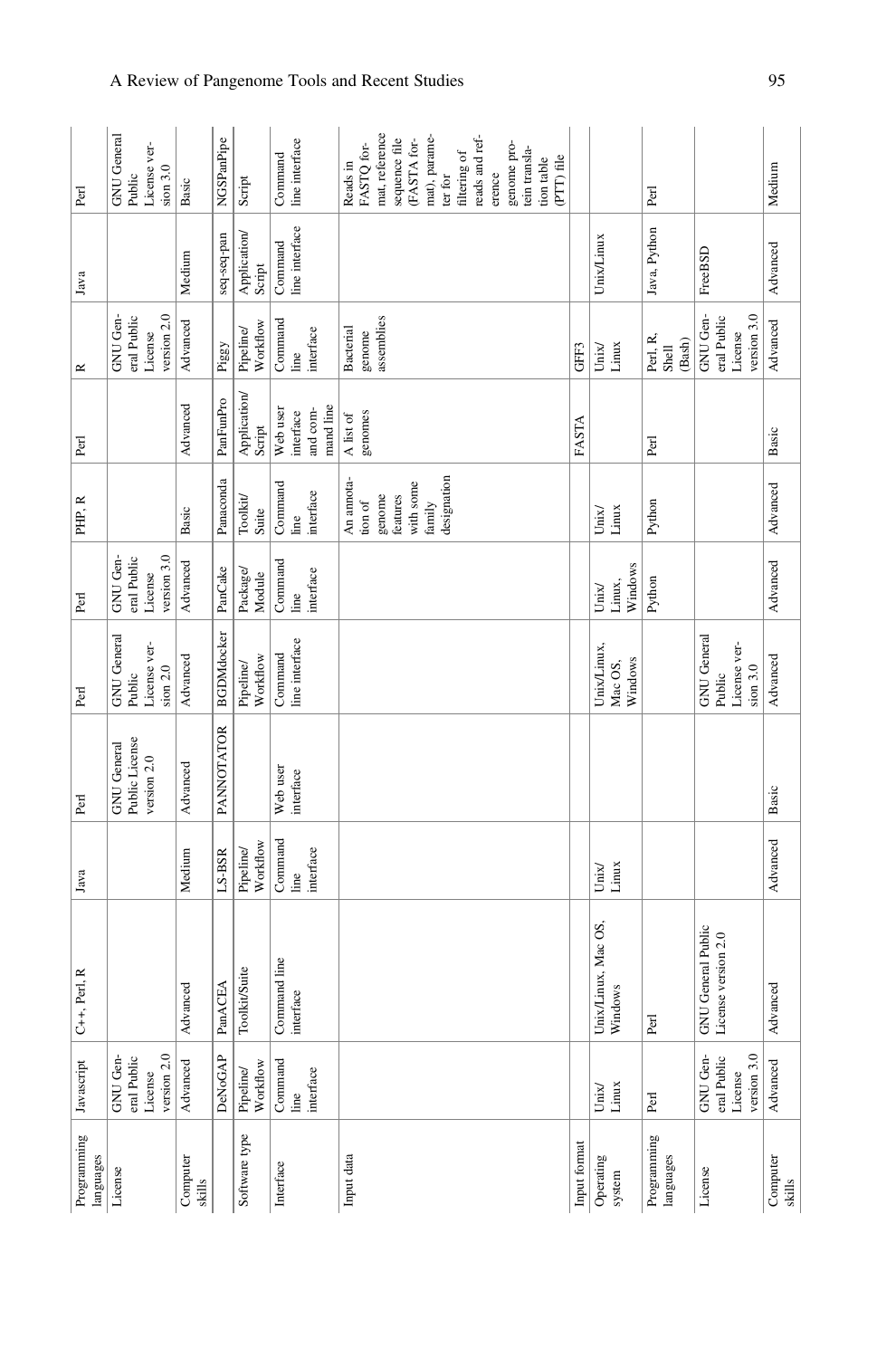| Programming languages | Javascript | C++, Perl, R | Java | Perl | Perl | Perl | PHP, R | Perl | R | Java | Perl |
|---|---|---|---|---|---|---|---|---|---|---|---|
| License | GNU General Public License version 2.0 | | | GNU General Public License version 2.0 | GNU General Public License version 2.0 | GNU General Public License version 3.0 | | | GNU General Public License version 2.0 | | GNU General Public License version 3.0 |
| Computer skills | Advanced | Advanced | Medium | Advanced | Advanced | Advanced | Basic | Advanced | Advanced | Medium | Basic |
| | DeNoGAP | PanACEA | LS-BSR | PANNOTATOR | BGDMdocker | PanCake | Panaconda | PanFunPro | Piggy | seq-seq-pan | NGSPanPipe |
| Software type | Pipeline/Workflow | Toolkit/Suite | Pipeline/Workflow | | Pipeline/Workflow | Package/Module | Toolkit/Suite | Application/Script | Pipeline/Workflow | Application/Script | Script |
| Interface | Command line interface | Command line interface | Command line interface | Web user interface | Command line interface | Command line interface | Command line interface | Web user interface and command line | Command line interface | Command line interface | Command line interface |
| Input data | | | | | | | An annotation of genome features with some family designation | A list of genomes | Bacterial genome assemblies | | Reads in FASTQ format, reference sequence file (FASTA format), parameter for filtering of reads and reference genome protein translation table (PTT) file |
| Input format | | | | | | | | FASTA | GFF3 | | |
| Operating system | Unix/Linux | Unix/Linux, Mac OS, Windows | Unix/Linux | | Unix/Linux, Mac OS, Windows | Unix/Linux, Windows | Unix/Linux | | Unix/Linux | Unix/Linux | |
| Programming languages | Perl | Perl | | | | Python | Python | Perl | Perl, R, Shell (Bash) | Java, Python | Perl |
| License | GNU General Public License version 3.0 | GNU General Public License version 2.0 | | | GNU General Public License version 3.0 | | | | GNU General Public License version 3.0 | FreeBSD | |
| Computer skills | Advanced | Advanced | Advanced | Basic | Advanced | Advanced | Advanced | Basic | Advanced | Advanced | Medium |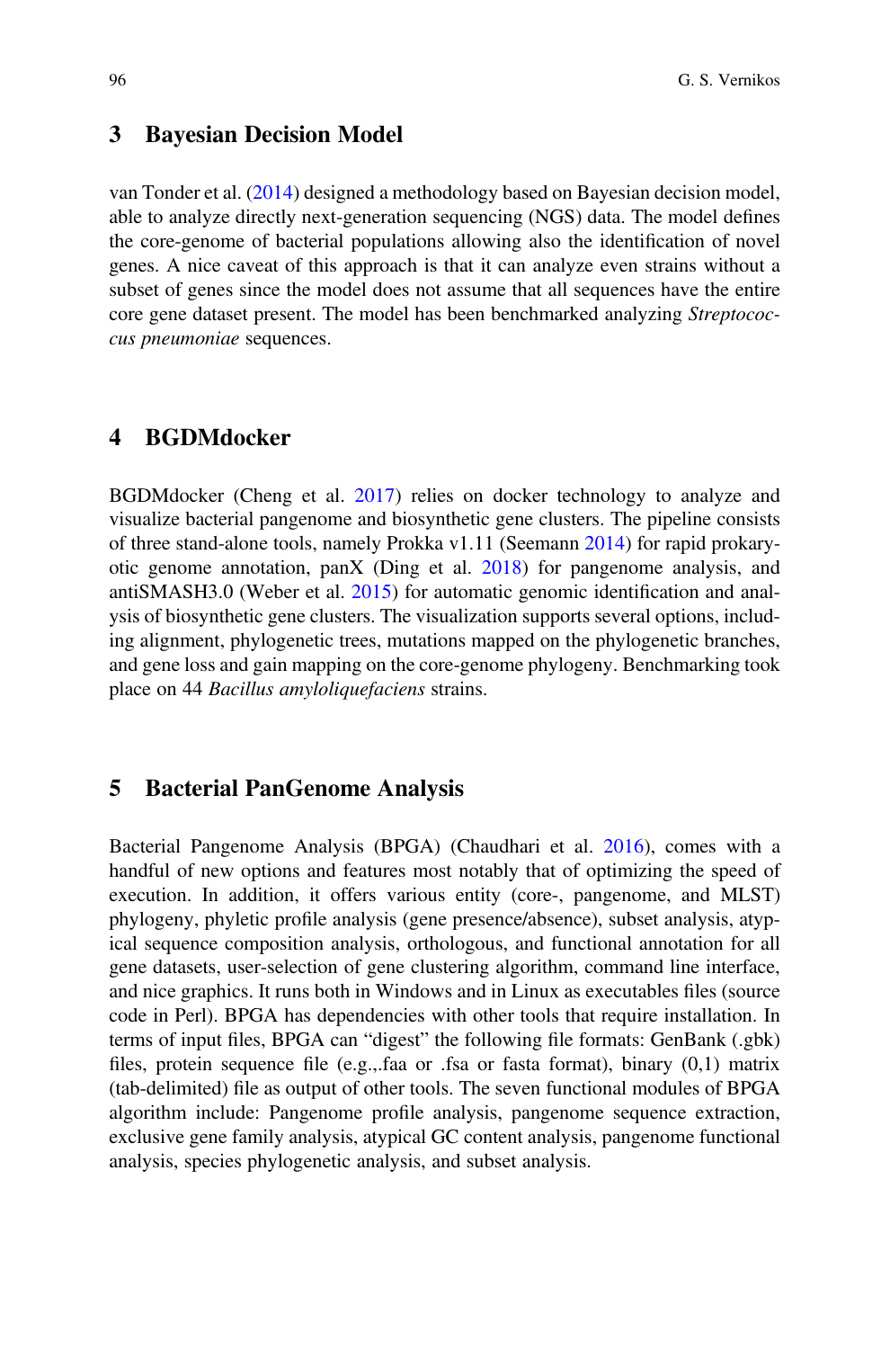## 3 Bayesian Decision Model

van Tonder et al. (2014) designed a methodology based on Bayesian decision model, able to analyze directly next-generation sequencing (NGS) data. The model defines the core-genome of bacterial populations allowing also the identification of novel genes. A nice caveat of this approach is that it can analyze even strains without a subset of genes since the model does not assume that all sequences have the entire core gene dataset present. The model has been benchmarked analyzing *Streptococcus pneumoniae* sequences.

## 4 BGDMdocker

BGDMdocker (Cheng et al. 2017) relies on docker technology to analyze and visualize bacterial pangenome and biosynthetic gene clusters. The pipeline consists of three stand-alone tools, namely Prokka v1.11 (Seemann 2014) for rapid prokaryotic genome annotation, panX (Ding et al. 2018) for pangenome analysis, and antiSMASH3.0 (Weber et al. 2015) for automatic genomic identification and analysis of biosynthetic gene clusters. The visualization supports several options, including alignment, phylogenetic trees, mutations mapped on the phylogenetic branches, and gene loss and gain mapping on the core-genome phylogeny. Benchmarking took place on 44 *Bacillus amyloliquefaciens* strains.

## 5 Bacterial PanGenome Analysis

Bacterial Pangenome Analysis (BPGA) (Chaudhari et al. 2016), comes with a handful of new options and features most notably that of optimizing the speed of execution. In addition, it offers various entity (core-, pangenome, and MLST) phylogeny, phyletic profile analysis (gene presence/absence), subset analysis, atypical sequence composition analysis, orthologous, and functional annotation for all gene datasets, user-selection of gene clustering algorithm, command line interface, and nice graphics. It runs both in Windows and in Linux as executables files (source code in Perl). BPGA has dependencies with other tools that require installation. In terms of input files, BPGA can "digest" the following file formats: GenBank (.gbk) files, protein sequence file (e.g.,.faa or .fsa or fasta format), binary (0,1) matrix (tab-delimited) file as output of other tools. The seven functional modules of BPGA algorithm include: Pangenome profile analysis, pangenome sequence extraction, exclusive gene family analysis, atypical GC content analysis, pangenome functional analysis, species phylogenetic analysis, and subset analysis.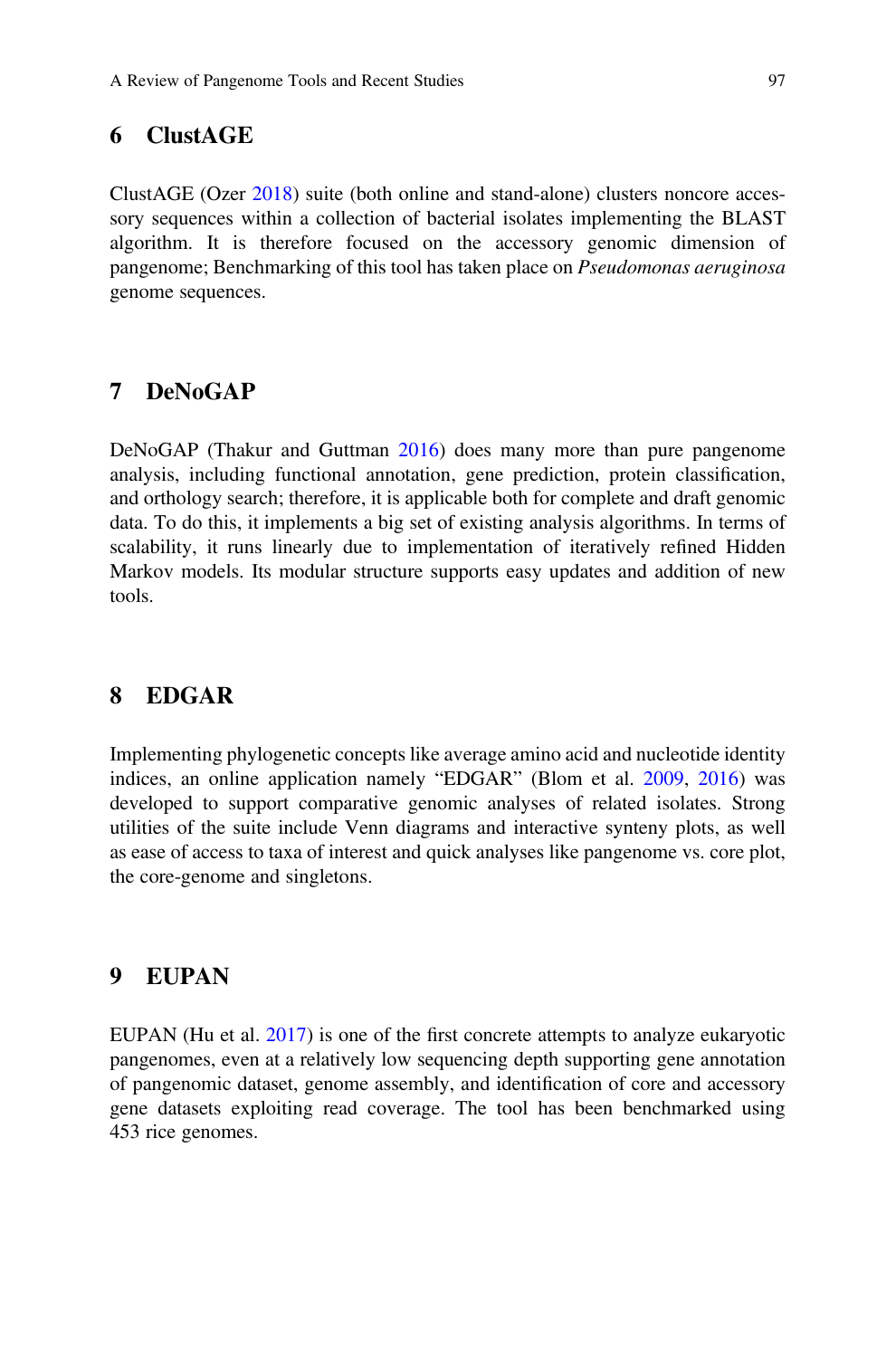## 6 ClustAGE

ClustAGE (Ozer 2018) suite (both online and stand-alone) clusters noncore accessory sequences within a collection of bacterial isolates implementing the BLAST algorithm. It is therefore focused on the accessory genomic dimension of pangenome; Benchmarking of this tool has taken place on *Pseudomonas aeruginosa* genome sequences.

## 7 DeNoGAP

DeNoGAP (Thakur and Guttman 2016) does many more than pure pangenome analysis, including functional annotation, gene prediction, protein classification, and orthology search; therefore, it is applicable both for complete and draft genomic data. To do this, it implements a big set of existing analysis algorithms. In terms of scalability, it runs linearly due to implementation of iteratively refined Hidden Markov models. Its modular structure supports easy updates and addition of new tools.

## 8 EDGAR

Implementing phylogenetic concepts like average amino acid and nucleotide identity indices, an online application namely "EDGAR" (Blom et al. 2009, 2016) was developed to support comparative genomic analyses of related isolates. Strong utilities of the suite include Venn diagrams and interactive synteny plots, as well as ease of access to taxa of interest and quick analyses like pangenome vs. core plot, the core-genome and singletons.

## 9 EUPAN

EUPAN (Hu et al. 2017) is one of the first concrete attempts to analyze eukaryotic pangenomes, even at a relatively low sequencing depth supporting gene annotation of pangenomic dataset, genome assembly, and identification of core and accessory gene datasets exploiting read coverage. The tool has been benchmarked using 453 rice genomes.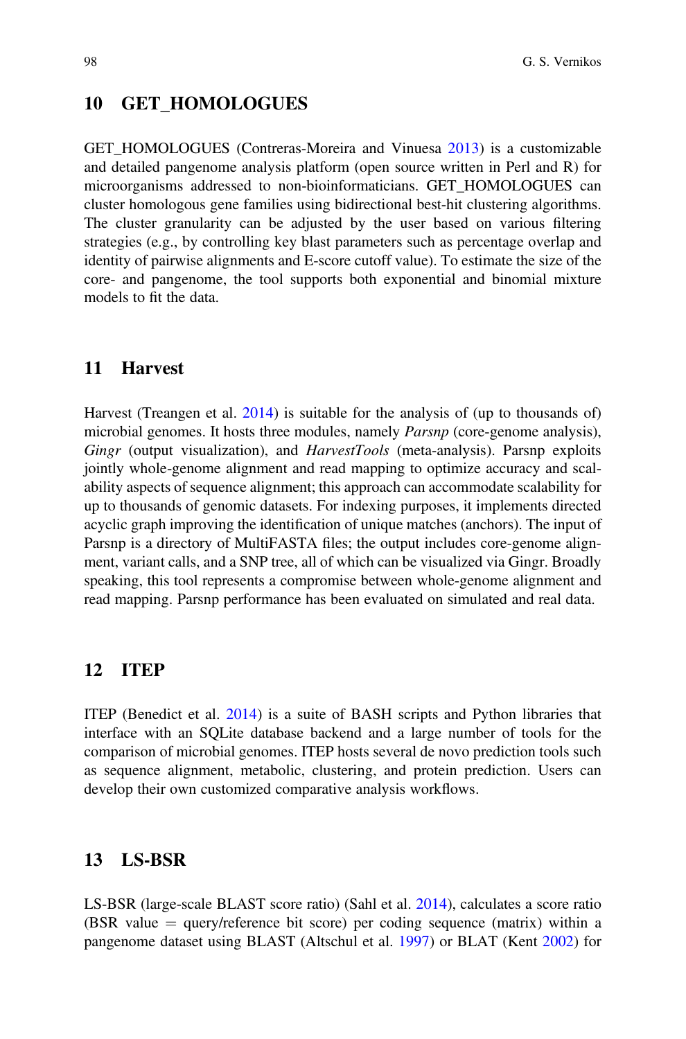## 10 GET_HOMOLOGUES

GET_HOMOLOGUES (Contreras-Moreira and Vinuesa 2013) is a customizable and detailed pangenome analysis platform (open source written in Perl and R) for microorganisms addressed to non-bioinformaticians. GET_HOMOLOGUES can cluster homologous gene families using bidirectional best-hit clustering algorithms. The cluster granularity can be adjusted by the user based on various filtering strategies (e.g., by controlling key blast parameters such as percentage overlap and identity of pairwise alignments and E-score cutoff value). To estimate the size of the core- and pangenome, the tool supports both exponential and binomial mixture models to fit the data.

## 11 Harvest

Harvest (Treangen et al. 2014) is suitable for the analysis of (up to thousands of) microbial genomes. It hosts three modules, namely *Parsnp* (core-genome analysis), *Gingr* (output visualization), and *HarvestTools* (meta-analysis). Parsnp exploits jointly whole-genome alignment and read mapping to optimize accuracy and scalability aspects of sequence alignment; this approach can accommodate scalability for up to thousands of genomic datasets. For indexing purposes, it implements directed acyclic graph improving the identification of unique matches (anchors). The input of Parsnp is a directory of MultiFASTA files; the output includes core-genome alignment, variant calls, and a SNP tree, all of which can be visualized via Gingr. Broadly speaking, this tool represents a compromise between whole-genome alignment and read mapping. Parsnp performance has been evaluated on simulated and real data.

## 12 ITEP

ITEP (Benedict et al. 2014) is a suite of BASH scripts and Python libraries that interface with an SQLite database backend and a large number of tools for the comparison of microbial genomes. ITEP hosts several de novo prediction tools such as sequence alignment, metabolic, clustering, and protein prediction. Users can develop their own customized comparative analysis workflows.

## 13 LS-BSR

LS-BSR (large-scale BLAST score ratio) (Sahl et al. 2014), calculates a score ratio (BSR value = query/reference bit score) per coding sequence (matrix) within a pangenome dataset using BLAST (Altschul et al. 1997) or BLAT (Kent 2002) for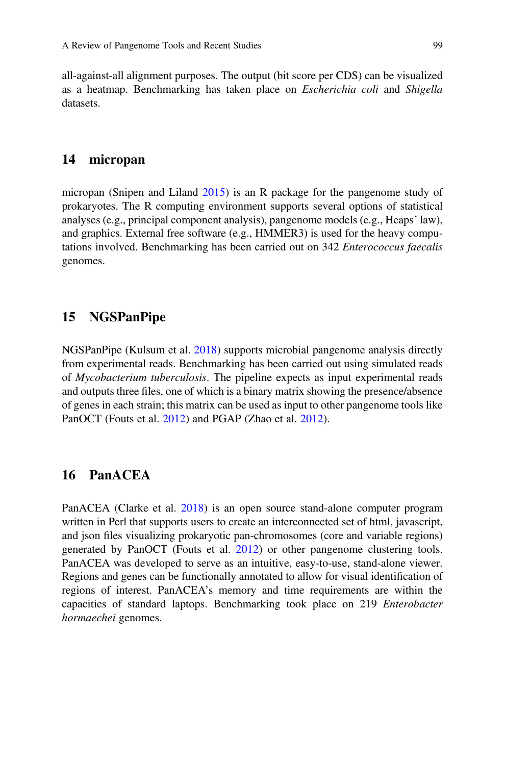all-against-all alignment purposes. The output (bit score per CDS) can be visualized as a heatmap. Benchmarking has taken place on *Escherichia coli* and *Shigella* datasets.

## 14 micropan

micropan (Snipen and Liland 2015) is an R package for the pangenome study of prokaryotes. The R computing environment supports several options of statistical analyses (e.g., principal component analysis), pangenome models (e.g., Heaps' law), and graphics. External free software (e.g., HMMER3) is used for the heavy computations involved. Benchmarking has been carried out on 342 *Enterococcus faecalis* genomes.

## 15 NGSPanPipe

NGSPanPipe (Kulsum et al. 2018) supports microbial pangenome analysis directly from experimental reads. Benchmarking has been carried out using simulated reads of *Mycobacterium tuberculosis*. The pipeline expects as input experimental reads and outputs three files, one of which is a binary matrix showing the presence/absence of genes in each strain; this matrix can be used as input to other pangenome tools like PanOCT (Fouts et al. 2012) and PGAP (Zhao et al. 2012).

## 16 PanACEA

PanACEA (Clarke et al. 2018) is an open source stand-alone computer program written in Perl that supports users to create an interconnected set of html, javascript, and json files visualizing prokaryotic pan-chromosomes (core and variable regions) generated by PanOCT (Fouts et al. 2012) or other pangenome clustering tools. PanACEA was developed to serve as an intuitive, easy-to-use, stand-alone viewer. Regions and genes can be functionally annotated to allow for visual identification of regions of interest. PanACEA's memory and time requirements are within the capacities of standard laptops. Benchmarking took place on 219 *Enterobacter hormaechei* genomes.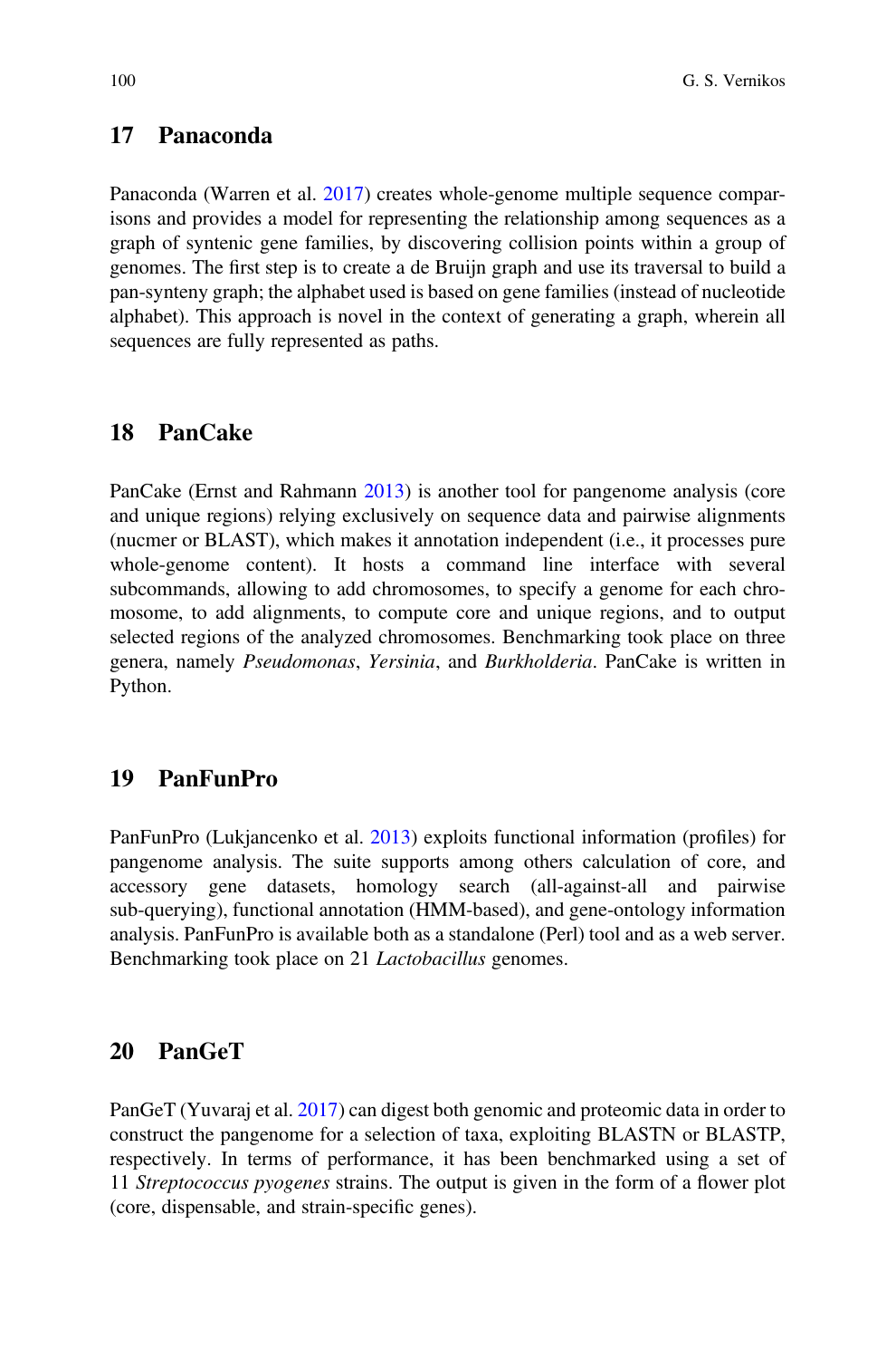## 17 Panaconda

Panaconda (Warren et al. 2017) creates whole-genome multiple sequence comparisons and provides a model for representing the relationship among sequences as a graph of syntenic gene families, by discovering collision points within a group of genomes. The first step is to create a de Bruijn graph and use its traversal to build a pan-synteny graph; the alphabet used is based on gene families (instead of nucleotide alphabet). This approach is novel in the context of generating a graph, wherein all sequences are fully represented as paths.

## 18 PanCake

PanCake (Ernst and Rahmann 2013) is another tool for pangenome analysis (core and unique regions) relying exclusively on sequence data and pairwise alignments (nucmer or BLAST), which makes it annotation independent (i.e., it processes pure whole-genome content). It hosts a command line interface with several subcommands, allowing to add chromosomes, to specify a genome for each chromosome, to add alignments, to compute core and unique regions, and to output selected regions of the analyzed chromosomes. Benchmarking took place on three genera, namely *Pseudomonas*, *Yersinia*, and *Burkholderia*. PanCake is written in Python.

## 19 PanFunPro

PanFunPro (Lukjancenko et al. 2013) exploits functional information (profiles) for pangenome analysis. The suite supports among others calculation of core, and accessory gene datasets, homology search (all-against-all and pairwise sub-querying), functional annotation (HMM-based), and gene-ontology information analysis. PanFunPro is available both as a standalone (Perl) tool and as a web server. Benchmarking took place on 21 *Lactobacillus* genomes.

## 20 PanGeT

PanGeT (Yuvaraj et al. 2017) can digest both genomic and proteomic data in order to construct the pangenome for a selection of taxa, exploiting BLASTN or BLASTP, respectively. In terms of performance, it has been benchmarked using a set of 11 *Streptococcus pyogenes* strains. The output is given in the form of a flower plot (core, dispensable, and strain-specific genes).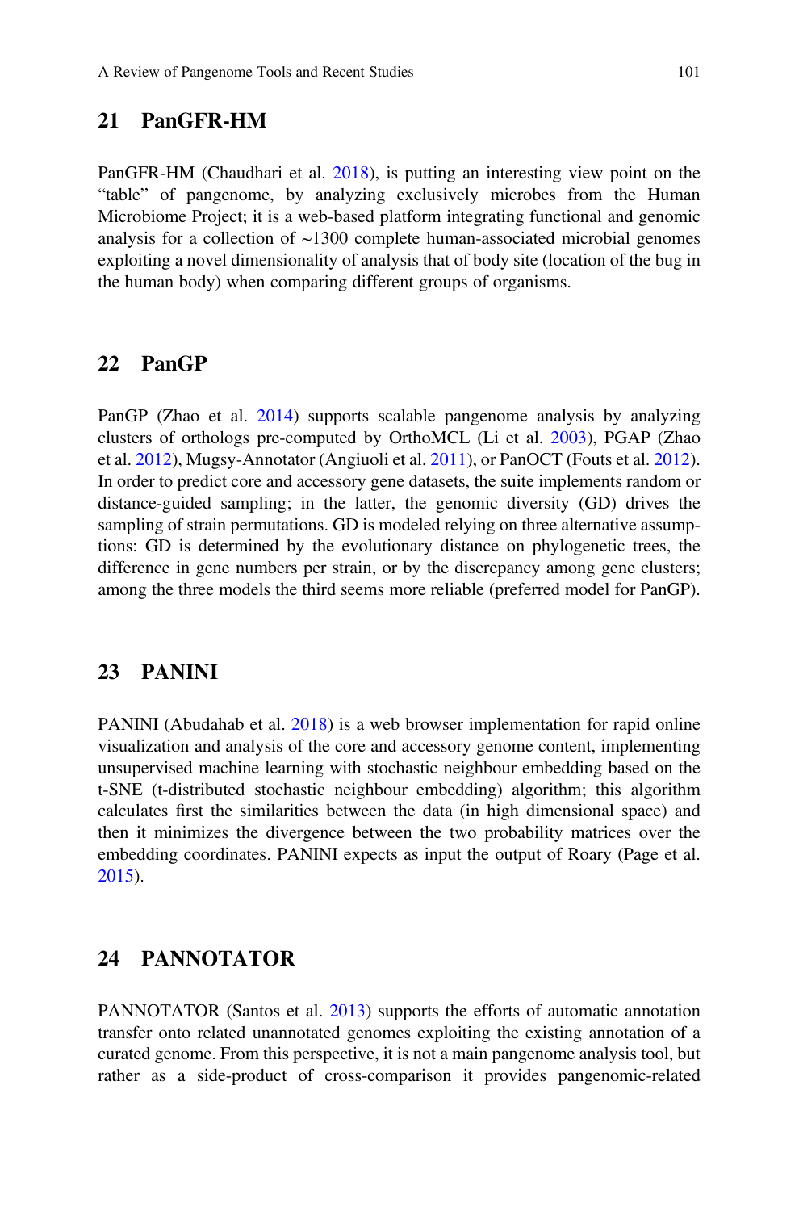## 21 PanGFR-HM

PanGFR-HM (Chaudhari et al. 2018), is putting an interesting view point on the "table" of pangenome, by analyzing exclusively microbes from the Human Microbiome Project; it is a web-based platform integrating functional and genomic analysis for a collection of ~1300 complete human-associated microbial genomes exploiting a novel dimensionality of analysis that of body site (location of the bug in the human body) when comparing different groups of organisms.

## 22 PanGP

PanGP (Zhao et al. 2014) supports scalable pangenome analysis by analyzing clusters of orthologs pre-computed by OrthoMCL (Li et al. 2003), PGAP (Zhao et al. 2012), Mugsy-Annotator (Angiuoli et al. 2011), or PanOCT (Fouts et al. 2012). In order to predict core and accessory gene datasets, the suite implements random or distance-guided sampling; in the latter, the genomic diversity (GD) drives the sampling of strain permutations. GD is modeled relying on three alternative assumptions: GD is determined by the evolutionary distance on phylogenetic trees, the difference in gene numbers per strain, or by the discrepancy among gene clusters; among the three models the third seems more reliable (preferred model for PanGP).

## 23 PANINI

PANINI (Abudahab et al. 2018) is a web browser implementation for rapid online visualization and analysis of the core and accessory genome content, implementing unsupervised machine learning with stochastic neighbour embedding based on the t-SNE (t-distributed stochastic neighbour embedding) algorithm; this algorithm calculates first the similarities between the data (in high dimensional space) and then it minimizes the divergence between the two probability matrices over the embedding coordinates. PANINI expects as input the output of Roary (Page et al. 2015).

## 24 PANNOTATOR

PANNOTATOR (Santos et al. 2013) supports the efforts of automatic annotation transfer onto related unannotated genomes exploiting the existing annotation of a curated genome. From this perspective, it is not a main pangenome analysis tool, but rather as a side-product of cross-comparison it provides pangenomic-related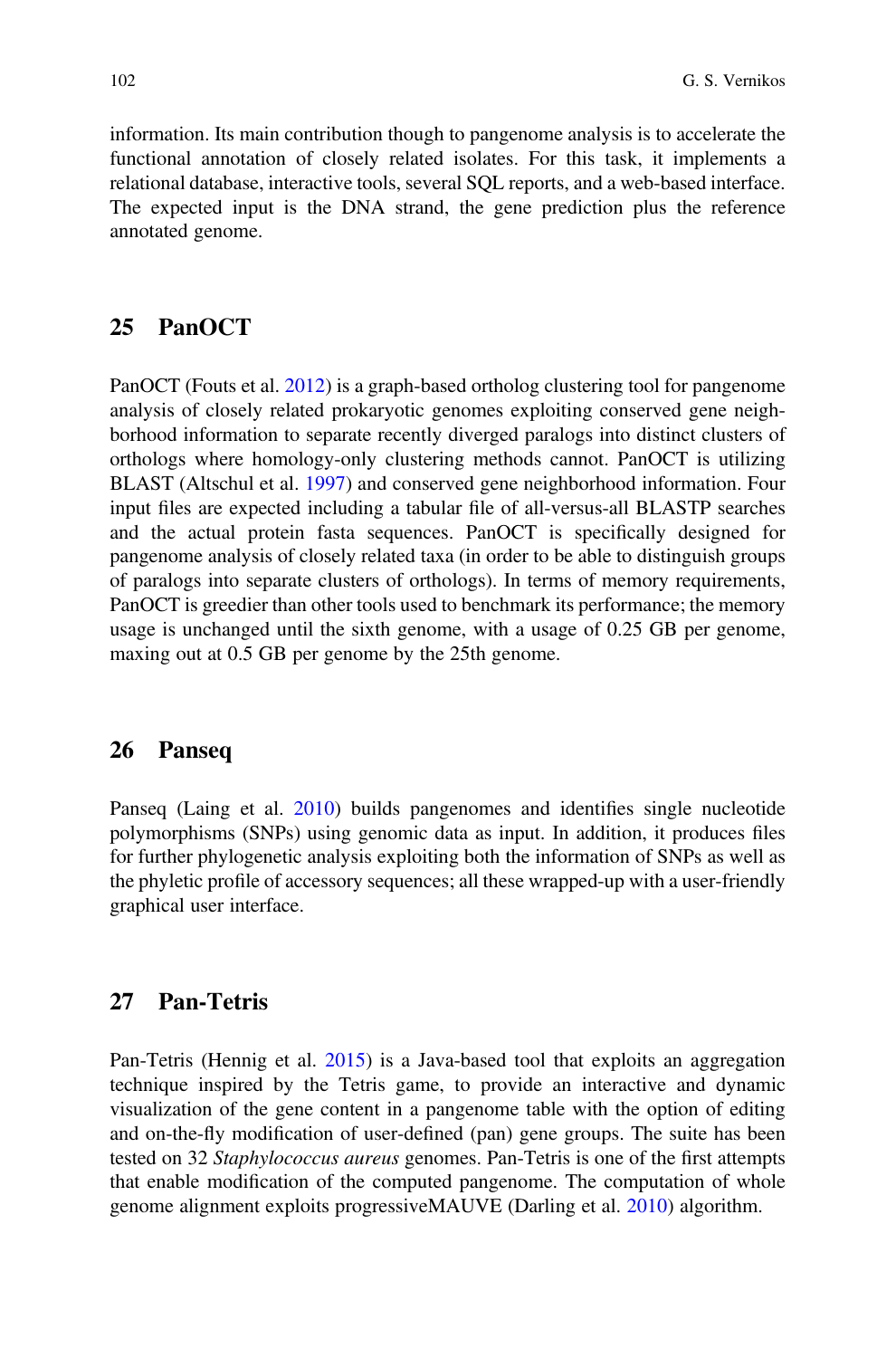information. Its main contribution though to pangenome analysis is to accelerate the functional annotation of closely related isolates. For this task, it implements a relational database, interactive tools, several SQL reports, and a web-based interface. The expected input is the DNA strand, the gene prediction plus the reference annotated genome.

## 25 PanOCT

PanOCT (Fouts et al. 2012) is a graph-based ortholog clustering tool for pangenome analysis of closely related prokaryotic genomes exploiting conserved gene neighborhood information to separate recently diverged paralogs into distinct clusters of orthologs where homology-only clustering methods cannot. PanOCT is utilizing BLAST (Altschul et al. 1997) and conserved gene neighborhood information. Four input files are expected including a tabular file of all-versus-all BLASTP searches and the actual protein fasta sequences. PanOCT is specifically designed for pangenome analysis of closely related taxa (in order to be able to distinguish groups of paralogs into separate clusters of orthologs). In terms of memory requirements, PanOCT is greedier than other tools used to benchmark its performance; the memory usage is unchanged until the sixth genome, with a usage of 0.25 GB per genome, maxing out at 0.5 GB per genome by the 25th genome.

## 26 Panseq

Panseq (Laing et al. 2010) builds pangenomes and identifies single nucleotide polymorphisms (SNPs) using genomic data as input. In addition, it produces files for further phylogenetic analysis exploiting both the information of SNPs as well as the phyletic profile of accessory sequences; all these wrapped-up with a user-friendly graphical user interface.

## 27 Pan-Tetris

Pan-Tetris (Hennig et al. 2015) is a Java-based tool that exploits an aggregation technique inspired by the Tetris game, to provide an interactive and dynamic visualization of the gene content in a pangenome table with the option of editing and on-the-fly modification of user-defined (pan) gene groups. The suite has been tested on 32 *Staphylococcus aureus* genomes. Pan-Tetris is one of the first attempts that enable modification of the computed pangenome. The computation of whole genome alignment exploits progressiveMAUVE (Darling et al. 2010) algorithm.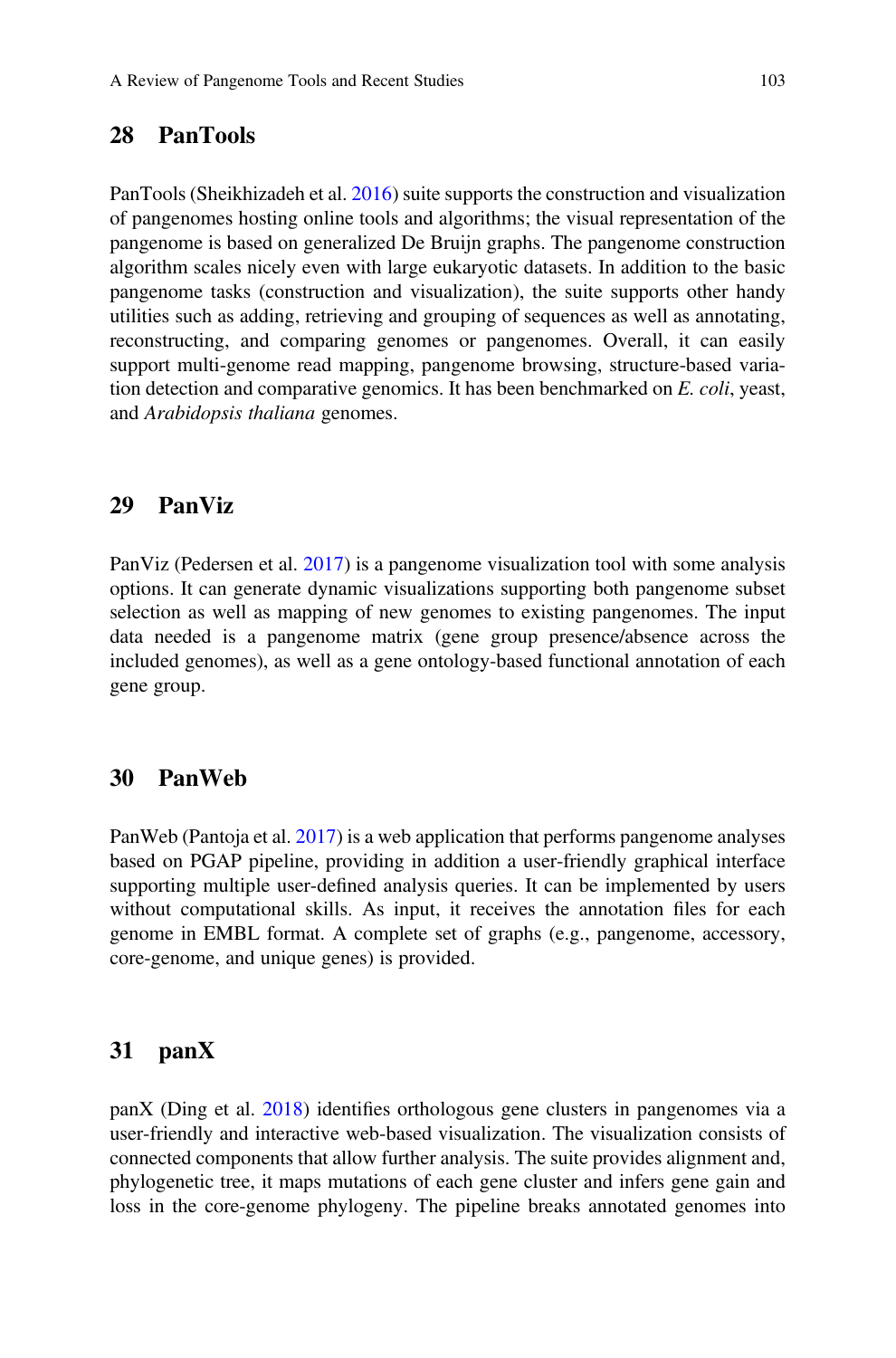## 28 PanTools

PanTools (Sheikhizadeh et al. 2016) suite supports the construction and visualization of pangenomes hosting online tools and algorithms; the visual representation of the pangenome is based on generalized De Bruijn graphs. The pangenome construction algorithm scales nicely even with large eukaryotic datasets. In addition to the basic pangenome tasks (construction and visualization), the suite supports other handy utilities such as adding, retrieving and grouping of sequences as well as annotating, reconstructing, and comparing genomes or pangenomes. Overall, it can easily support multi-genome read mapping, pangenome browsing, structure-based variation detection and comparative genomics. It has been benchmarked on *E. coli*, yeast, and *Arabidopsis thaliana* genomes.

## 29 PanViz

PanViz (Pedersen et al. 2017) is a pangenome visualization tool with some analysis options. It can generate dynamic visualizations supporting both pangenome subset selection as well as mapping of new genomes to existing pangenomes. The input data needed is a pangenome matrix (gene group presence/absence across the included genomes), as well as a gene ontology-based functional annotation of each gene group.

## 30 PanWeb

PanWeb (Pantoja et al. 2017) is a web application that performs pangenome analyses based on PGAP pipeline, providing in addition a user-friendly graphical interface supporting multiple user-defined analysis queries. It can be implemented by users without computational skills. As input, it receives the annotation files for each genome in EMBL format. A complete set of graphs (e.g., pangenome, accessory, core-genome, and unique genes) is provided.

## 31 panX

panX (Ding et al. 2018) identifies orthologous gene clusters in pangenomes via a user-friendly and interactive web-based visualization. The visualization consists of connected components that allow further analysis. The suite provides alignment and, phylogenetic tree, it maps mutations of each gene cluster and infers gene gain and loss in the core-genome phylogeny. The pipeline breaks annotated genomes into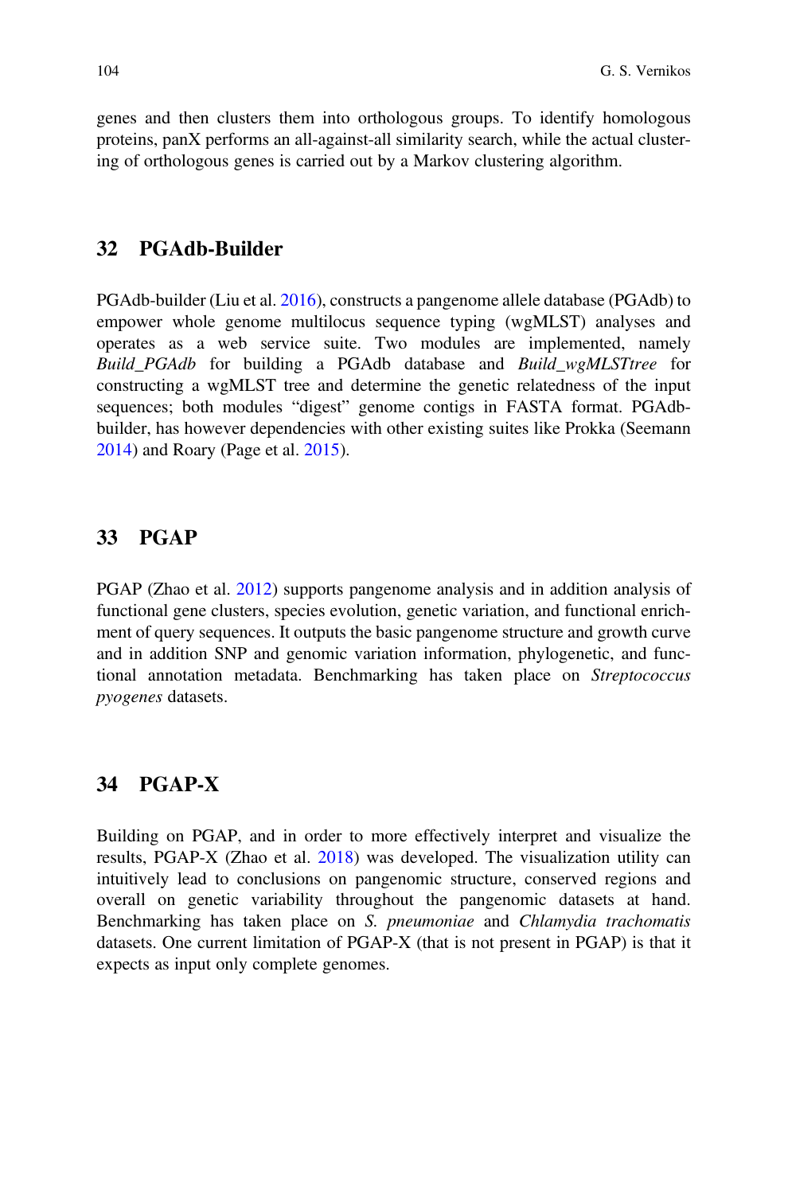genes and then clusters them into orthologous groups. To identify homologous proteins, panX performs an all-against-all similarity search, while the actual clustering of orthologous genes is carried out by a Markov clustering algorithm.

## 32 PGAdb-Builder

PGAdb-builder (Liu et al. 2016), constructs a pangenome allele database (PGAdb) to empower whole genome multilocus sequence typing (wgMLST) analyses and operates as a web service suite. Two modules are implemented, namely *Build_PGAdb* for building a PGAdb database and *Build_wgMLSTtree* for constructing a wgMLST tree and determine the genetic relatedness of the input sequences; both modules "digest" genome contigs in FASTA format. PGAdb-builder, has however dependencies with other existing suites like Prokka (Seemann 2014) and Roary (Page et al. 2015).

## 33 PGAP

PGAP (Zhao et al. 2012) supports pangenome analysis and in addition analysis of functional gene clusters, species evolution, genetic variation, and functional enrichment of query sequences. It outputs the basic pangenome structure and growth curve and in addition SNP and genomic variation information, phylogenetic, and functional annotation metadata. Benchmarking has taken place on *Streptococcus pyogenes* datasets.

## 34 PGAP-X

Building on PGAP, and in order to more effectively interpret and visualize the results, PGAP-X (Zhao et al. 2018) was developed. The visualization utility can intuitively lead to conclusions on pangenomic structure, conserved regions and overall on genetic variability throughout the pangenomic datasets at hand. Benchmarking has taken place on *S. pneumoniae* and *Chlamydia trachomatis* datasets. One current limitation of PGAP-X (that is not present in PGAP) is that it expects as input only complete genomes.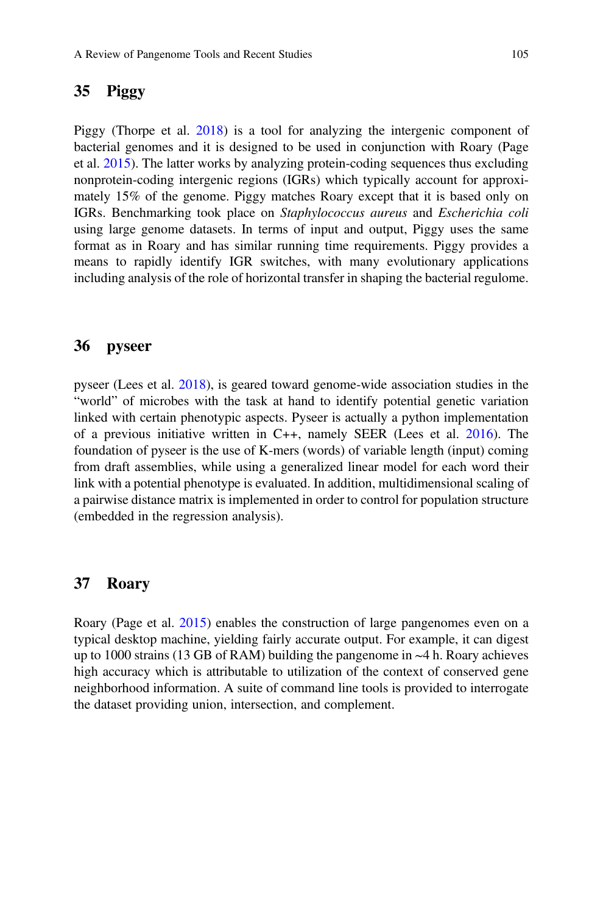## 35 Piggy

Piggy (Thorpe et al. 2018) is a tool for analyzing the intergenic component of bacterial genomes and it is designed to be used in conjunction with Roary (Page et al. 2015). The latter works by analyzing protein-coding sequences thus excluding nonprotein-coding intergenic regions (IGRs) which typically account for approximately 15% of the genome. Piggy matches Roary except that it is based only on IGRs. Benchmarking took place on *Staphylococcus aureus* and *Escherichia coli* using large genome datasets. In terms of input and output, Piggy uses the same format as in Roary and has similar running time requirements. Piggy provides a means to rapidly identify IGR switches, with many evolutionary applications including analysis of the role of horizontal transfer in shaping the bacterial regulome.

## 36 pyseer

pyseer (Lees et al. 2018), is geared toward genome-wide association studies in the "world" of microbes with the task at hand to identify potential genetic variation linked with certain phenotypic aspects. Pyseer is actually a python implementation of a previous initiative written in C++, namely SEER (Lees et al. 2016). The foundation of pyseer is the use of K-mers (words) of variable length (input) coming from draft assemblies, while using a generalized linear model for each word their link with a potential phenotype is evaluated. In addition, multidimensional scaling of a pairwise distance matrix is implemented in order to control for population structure (embedded in the regression analysis).

## 37 Roary

Roary (Page et al. 2015) enables the construction of large pangenomes even on a typical desktop machine, yielding fairly accurate output. For example, it can digest up to 1000 strains (13 GB of RAM) building the pangenome in ~4 h. Roary achieves high accuracy which is attributable to utilization of the context of conserved gene neighborhood information. A suite of command line tools is provided to interrogate the dataset providing union, intersection, and complement.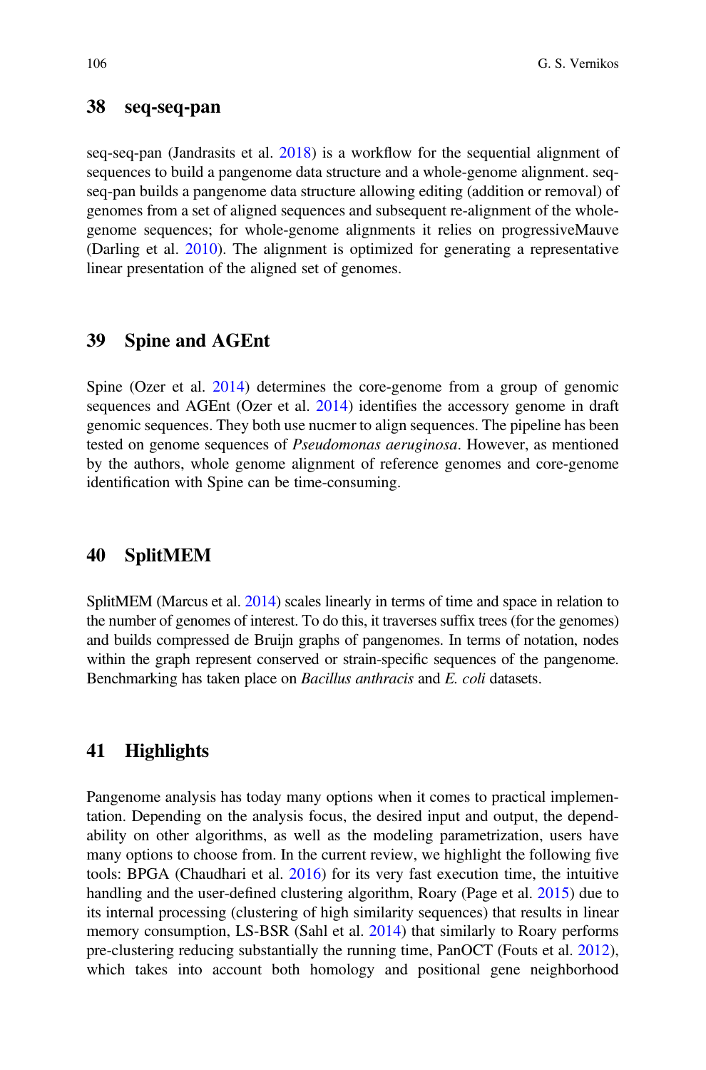## 38 seq-seq-pan

seq-seq-pan (Jandrasits et al. 2018) is a workflow for the sequential alignment of sequences to build a pangenome data structure and a whole-genome alignment. seq-seq-pan builds a pangenome data structure allowing editing (addition or removal) of genomes from a set of aligned sequences and subsequent re-alignment of the whole-genome sequences; for whole-genome alignments it relies on progressiveMauve (Darling et al. 2010). The alignment is optimized for generating a representative linear presentation of the aligned set of genomes.

## 39 Spine and AGEnt

Spine (Ozer et al. 2014) determines the core-genome from a group of genomic sequences and AGEnt (Ozer et al. 2014) identifies the accessory genome in draft genomic sequences. They both use nucmer to align sequences. The pipeline has been tested on genome sequences of *Pseudomonas aeruginosa*. However, as mentioned by the authors, whole genome alignment of reference genomes and core-genome identification with Spine can be time-consuming.

## 40 SplitMEM

SplitMEM (Marcus et al. 2014) scales linearly in terms of time and space in relation to the number of genomes of interest. To do this, it traverses suffix trees (for the genomes) and builds compressed de Bruijn graphs of pangenomes. In terms of notation, nodes within the graph represent conserved or strain-specific sequences of the pangenome. Benchmarking has taken place on *Bacillus anthracis* and *E. coli* datasets.

## 41 Highlights

Pangenome analysis has today many options when it comes to practical implementation. Depending on the analysis focus, the desired input and output, the dependability on other algorithms, as well as the modeling parametrization, users have many options to choose from. In the current review, we highlight the following five tools: BPGA (Chaudhari et al. 2016) for its very fast execution time, the intuitive handling and the user-defined clustering algorithm, Roary (Page et al. 2015) due to its internal processing (clustering of high similarity sequences) that results in linear memory consumption, LS-BSR (Sahl et al. 2014) that similarly to Roary performs pre-clustering reducing substantially the running time, PanOCT (Fouts et al. 2012), which takes into account both homology and positional gene neighborhood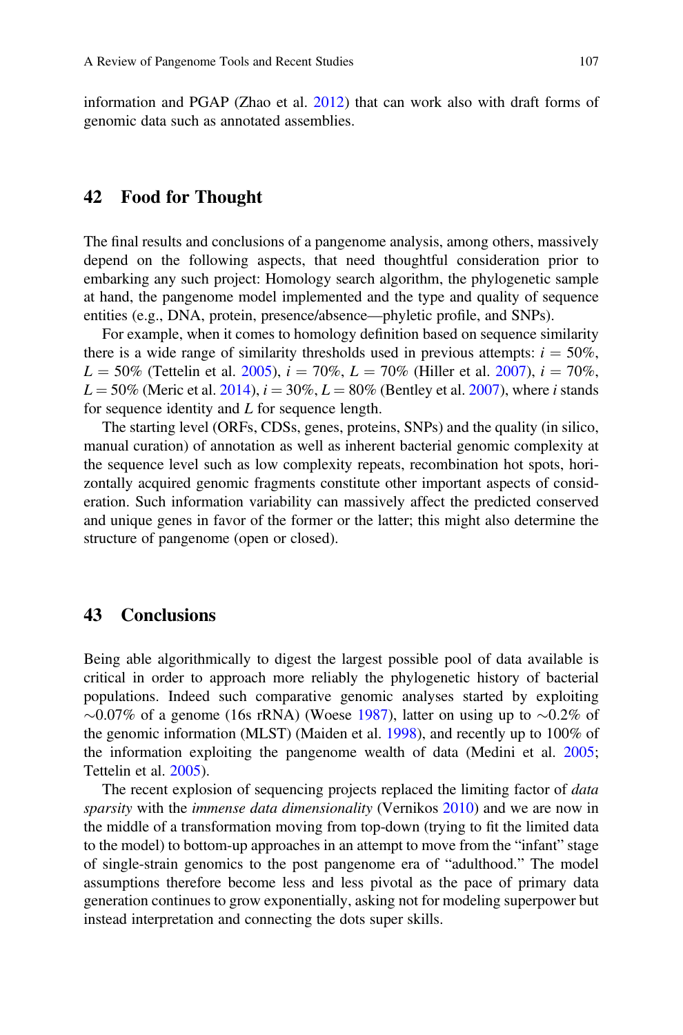information and PGAP (Zhao et al. 2012) that can work also with draft forms of genomic data such as annotated assemblies.

## 42 Food for Thought

The final results and conclusions of a pangenome analysis, among others, massively depend on the following aspects, that need thoughtful consideration prior to embarking any such project: Homology search algorithm, the phylogenetic sample at hand, the pangenome model implemented and the type and quality of sequence entities (e.g., DNA, protein, presence/absence—phyletic profile, and SNPs).

For example, when it comes to homology definition based on sequence similarity there is a wide range of similarity thresholds used in previous attempts: $i = 50\%$, $L = 50\%$ (Tettelin et al. 2005), $i = 70\%$, $L = 70\%$ (Hiller et al. 2007), $i = 70\%$, $L = 50\%$ (Meric et al. 2014), $i = 30\%$, $L = 80\%$ (Bentley et al. 2007), where $i$ stands for sequence identity and $L$ for sequence length.

The starting level (ORFs, CDSs, genes, proteins, SNPs) and the quality (in silico, manual curation) of annotation as well as inherent bacterial genomic complexity at the sequence level such as low complexity repeats, recombination hot spots, horizontally acquired genomic fragments constitute other important aspects of consideration. Such information variability can massively affect the predicted conserved and unique genes in favor of the former or the latter; this might also determine the structure of pangenome (open or closed).

## 43 Conclusions

Being able algorithmically to digest the largest possible pool of data available is critical in order to approach more reliably the phylogenetic history of bacterial populations. Indeed such comparative genomic analyses started by exploiting $\sim$0.07% of a genome (16s rRNA) (Woese 1987), latter on using up to $\sim$0.2% of the genomic information (MLST) (Maiden et al. 1998), and recently up to 100% of the information exploiting the pangenome wealth of data (Medini et al. 2005; Tettelin et al. 2005).

The recent explosion of sequencing projects replaced the limiting factor of *data sparsity* with the *immense data dimensionality* (Vernikos 2010) and we are now in the middle of a transformation moving from top-down (trying to fit the limited data to the model) to bottom-up approaches in an attempt to move from the "infant" stage of single-strain genomics to the post pangenome era of "adulthood." The model assumptions therefore become less and less pivotal as the pace of primary data generation continues to grow exponentially, asking not for modeling superpower but instead interpretation and connecting the dots super skills.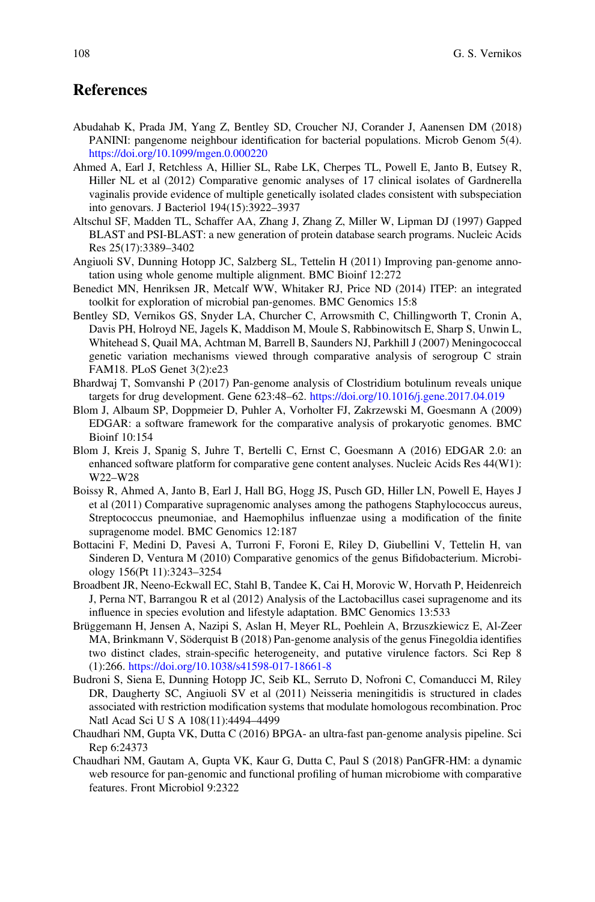## References

Abudahab K, Prada JM, Yang Z, Bentley SD, Croucher NJ, Corander J, Aanensen DM (2018) PANINI: pangenome neighbour identification for bacterial populations. Microb Genom 5(4). https://doi.org/10.1099/mgen.0.000220

Ahmed A, Earl J, Retchless A, Hillier SL, Rabe LK, Cherpes TL, Powell E, Janto B, Eutsey R, Hiller NL et al (2012) Comparative genomic analyses of 17 clinical isolates of Gardnerella vaginalis provide evidence of multiple genetically isolated clades consistent with subspeciation into genovars. J Bacteriol 194(15):3922–3937

Altschul SF, Madden TL, Schaffer AA, Zhang J, Zhang Z, Miller W, Lipman DJ (1997) Gapped BLAST and PSI-BLAST: a new generation of protein database search programs. Nucleic Acids Res 25(17):3389–3402

Angiuoli SV, Dunning Hotopp JC, Salzberg SL, Tettelin H (2011) Improving pan-genome annotation using whole genome multiple alignment. BMC Bioinf 12:272

Benedict MN, Henriksen JR, Metcalf WW, Whitaker RJ, Price ND (2014) ITEP: an integrated toolkit for exploration of microbial pan-genomes. BMC Genomics 15:8

Bentley SD, Vernikos GS, Snyder LA, Churcher C, Arrowsmith C, Chillingworth T, Cronin A, Davis PH, Holroyd NE, Jagels K, Maddison M, Moule S, Rabbinowitsch E, Sharp S, Unwin L, Whitehead S, Quail MA, Achtman M, Barrell B, Saunders NJ, Parkhill J (2007) Meningococcal genetic variation mechanisms viewed through comparative analysis of serogroup C strain FAM18. PLoS Genet 3(2):e23

Bhardwaj T, Somvanshi P (2017) Pan-genome analysis of Clostridium botulinum reveals unique targets for drug development. Gene 623:48–62. https://doi.org/10.1016/j.gene.2017.04.019

Blom J, Albaum SP, Doppmeier D, Puhler A, Vorholter FJ, Zakrzewski M, Goesmann A (2009) EDGAR: a software framework for the comparative analysis of prokaryotic genomes. BMC Bioinf 10:154

Blom J, Kreis J, Spanig S, Juhre T, Bertelli C, Ernst C, Goesmann A (2016) EDGAR 2.0: an enhanced software platform for comparative gene content analyses. Nucleic Acids Res 44(W1): W22–W28

Boissy R, Ahmed A, Janto B, Earl J, Hall BG, Hogg JS, Pusch GD, Hiller LN, Powell E, Hayes J et al (2011) Comparative supragenomic analyses among the pathogens Staphylococcus aureus, Streptococcus pneumoniae, and Haemophilus influenzae using a modification of the finite supragenome model. BMC Genomics 12:187

Bottacini F, Medini D, Pavesi A, Turroni F, Foroni E, Riley D, Giubellini V, Tettelin H, van Sinderen D, Ventura M (2010) Comparative genomics of the genus Bifidobacterium. Microbiology 156(Pt 11):3243–3254

Broadbent JR, Neeno-Eckwall EC, Stahl B, Tandee K, Cai H, Morovic W, Horvath P, Heidenreich J, Perna NT, Barrangou R et al (2012) Analysis of the Lactobacillus casei supragenome and its influence in species evolution and lifestyle adaptation. BMC Genomics 13:533

Brüggemann H, Jensen A, Nazipi S, Aslan H, Meyer RL, Poehlein A, Brzuszkiewicz E, Al-Zeer MA, Brinkmann V, Söderquist B (2018) Pan-genome analysis of the genus Finegoldia identifies two distinct clades, strain-specific heterogeneity, and putative virulence factors. Sci Rep 8 (1):266. https://doi.org/10.1038/s41598-017-18661-8

Budroni S, Siena E, Dunning Hotopp JC, Seib KL, Serruto D, Nofroni C, Comanducci M, Riley DR, Daugherty SC, Angiuoli SV et al (2011) Neisseria meningitidis is structured in clades associated with restriction modification systems that modulate homologous recombination. Proc Natl Acad Sci U S A 108(11):4494–4499

Chaudhari NM, Gupta VK, Dutta C (2016) BPGA- an ultra-fast pan-genome analysis pipeline. Sci Rep 6:24373

Chaudhari NM, Gautam A, Gupta VK, Kaur G, Dutta C, Paul S (2018) PanGFR-HM: a dynamic web resource for pan-genomic and functional profiling of human microbiome with comparative features. Front Microbiol 9:2322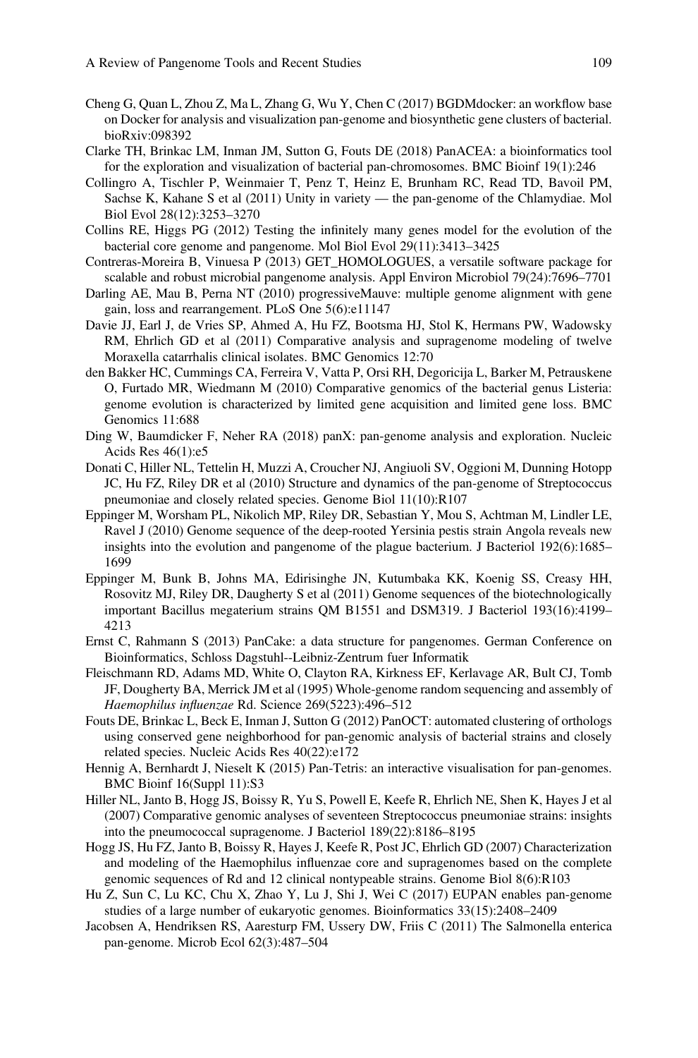Cheng G, Quan L, Zhou Z, Ma L, Zhang G, Wu Y, Chen C (2017) BGDMdocker: an workflow base on Docker for analysis and visualization pan-genome and biosynthetic gene clusters of bacterial. bioRxiv:098392

Clarke TH, Brinkac LM, Inman JM, Sutton G, Fouts DE (2018) PanACEA: a bioinformatics tool for the exploration and visualization of bacterial pan-chromosomes. BMC Bioinf 19(1):246

Collingro A, Tischler P, Weinmaier T, Penz T, Heinz E, Brunham RC, Read TD, Bavoil PM, Sachse K, Kahane S et al (2011) Unity in variety — the pan-genome of the Chlamydiae. Mol Biol Evol 28(12):3253–3270

Collins RE, Higgs PG (2012) Testing the infinitely many genes model for the evolution of the bacterial core genome and pangenome. Mol Biol Evol 29(11):3413–3425

Contreras-Moreira B, Vinuesa P (2013) GET_HOMOLOGUES, a versatile software package for scalable and robust microbial pangenome analysis. Appl Environ Microbiol 79(24):7696–7701

Darling AE, Mau B, Perna NT (2010) progressiveMauve: multiple genome alignment with gene gain, loss and rearrangement. PLoS One 5(6):e11147

Davie JJ, Earl J, de Vries SP, Ahmed A, Hu FZ, Bootsma HJ, Stol K, Hermans PW, Wadowsky RM, Ehrlich GD et al (2011) Comparative analysis and supragenome modeling of twelve Moraxella catarrhalis clinical isolates. BMC Genomics 12:70

den Bakker HC, Cummings CA, Ferreira V, Vatta P, Orsi RH, Degoricija L, Barker M, Petrauskene O, Furtado MR, Wiedmann M (2010) Comparative genomics of the bacterial genus Listeria: genome evolution is characterized by limited gene acquisition and limited gene loss. BMC Genomics 11:688

Ding W, Baumdicker F, Neher RA (2018) panX: pan-genome analysis and exploration. Nucleic Acids Res 46(1):e5

Donati C, Hiller NL, Tettelin H, Muzzi A, Croucher NJ, Angiuoli SV, Oggioni M, Dunning Hotopp JC, Hu FZ, Riley DR et al (2010) Structure and dynamics of the pan-genome of Streptococcus pneumoniae and closely related species. Genome Biol 11(10):R107

Eppinger M, Worsham PL, Nikolich MP, Riley DR, Sebastian Y, Mou S, Achtman M, Lindler LE, Ravel J (2010) Genome sequence of the deep-rooted Yersinia pestis strain Angola reveals new insights into the evolution and pangenome of the plague bacterium. J Bacteriol 192(6):1685–1699

Eppinger M, Bunk B, Johns MA, Edirisinghe JN, Kutumbaka KK, Koenig SS, Creasy HH, Rosovitz MJ, Riley DR, Daugherty S et al (2011) Genome sequences of the biotechnologically important Bacillus megaterium strains QM B1551 and DSM319. J Bacteriol 193(16):4199–4213

Ernst C, Rahmann S (2013) PanCake: a data structure for pangenomes. German Conference on Bioinformatics, Schloss Dagstuhl--Leibniz-Zentrum fuer Informatik

Fleischmann RD, Adams MD, White O, Clayton RA, Kirkness EF, Kerlavage AR, Bult CJ, Tomb JF, Dougherty BA, Merrick JM et al (1995) Whole-genome random sequencing and assembly of *Haemophilus influenzae* Rd. Science 269(5223):496–512

Fouts DE, Brinkac L, Beck E, Inman J, Sutton G (2012) PanOCT: automated clustering of orthologs using conserved gene neighborhood for pan-genomic analysis of bacterial strains and closely related species. Nucleic Acids Res 40(22):e172

Hennig A, Bernhardt J, Nieselt K (2015) Pan-Tetris: an interactive visualisation for pan-genomes. BMC Bioinf 16(Suppl 11):S3

Hiller NL, Janto B, Hogg JS, Boissy R, Yu S, Powell E, Keefe R, Ehrlich NE, Shen K, Hayes J et al (2007) Comparative genomic analyses of seventeen Streptococcus pneumoniae strains: insights into the pneumococcal supragenome. J Bacteriol 189(22):8186–8195

Hogg JS, Hu FZ, Janto B, Boissy R, Hayes J, Keefe R, Post JC, Ehrlich GD (2007) Characterization and modeling of the Haemophilus influenzae core and supragenomes based on the complete genomic sequences of Rd and 12 clinical nontypeable strains. Genome Biol 8(6):R103

Hu Z, Sun C, Lu KC, Chu X, Zhao Y, Lu J, Shi J, Wei C (2017) EUPAN enables pan-genome studies of a large number of eukaryotic genomes. Bioinformatics 33(15):2408–2409

Jacobsen A, Hendriksen RS, Aaresturp FM, Ussery DW, Friis C (2011) The Salmonella enterica pan-genome. Microb Ecol 62(3):487–504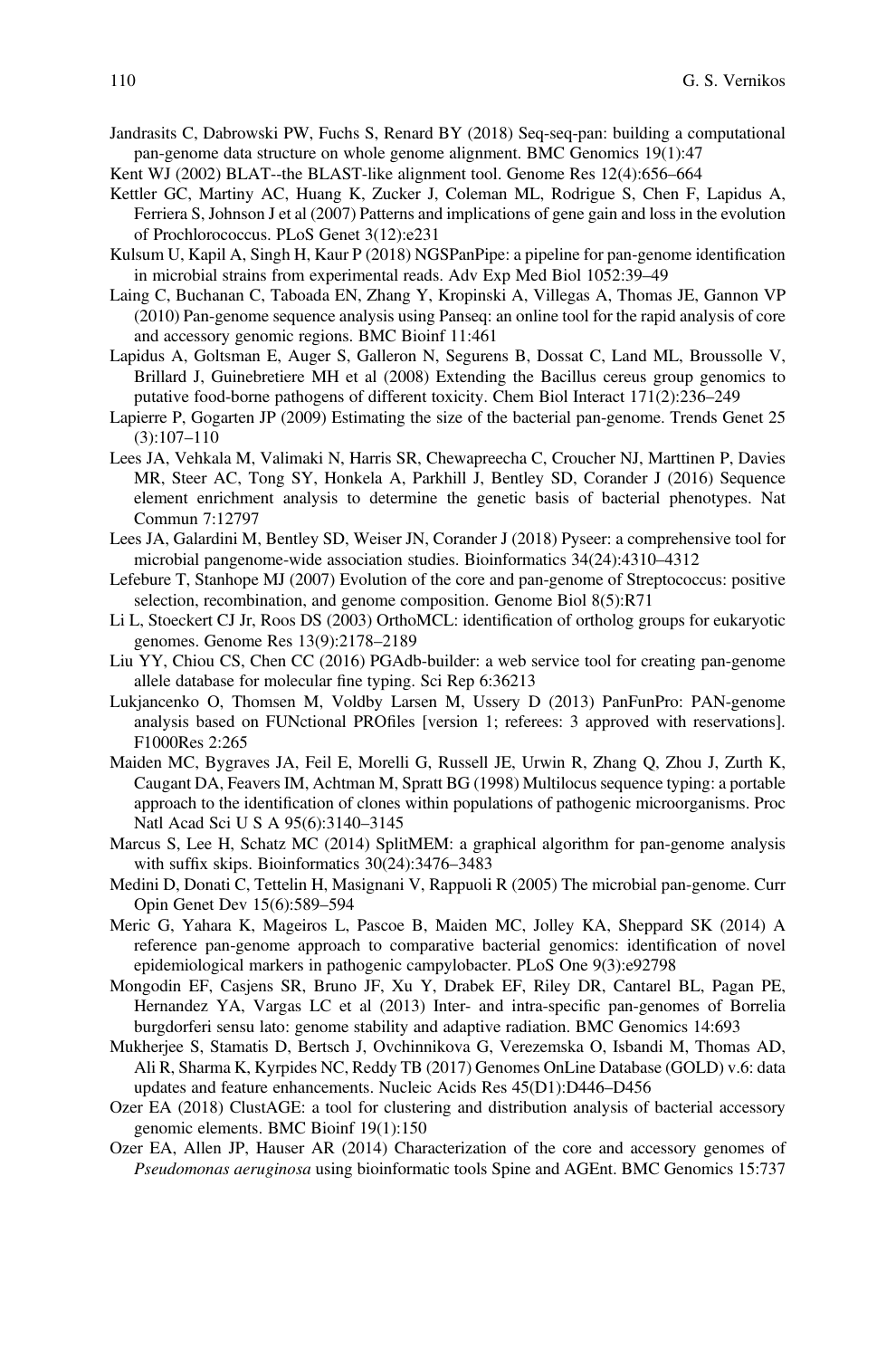Jandrasits C, Dabrowski PW, Fuchs S, Renard BY (2018) Seq-seq-pan: building a computational pan-genome data structure on whole genome alignment. BMC Genomics 19(1):47

Kent WJ (2002) BLAT--the BLAST-like alignment tool. Genome Res 12(4):656–664

Kettler GC, Martiny AC, Huang K, Zucker J, Coleman ML, Rodrigue S, Chen F, Lapidus A, Ferriera S, Johnson J et al (2007) Patterns and implications of gene gain and loss in the evolution of Prochlorococcus. PLoS Genet 3(12):e231

Kulsum U, Kapil A, Singh H, Kaur P (2018) NGSPanPipe: a pipeline for pan-genome identification in microbial strains from experimental reads. Adv Exp Med Biol 1052:39–49

Laing C, Buchanan C, Taboada EN, Zhang Y, Kropinski A, Villegas A, Thomas JE, Gannon VP (2010) Pan-genome sequence analysis using Panseq: an online tool for the rapid analysis of core and accessory genomic regions. BMC Bioinf 11:461

Lapidus A, Goltsman E, Auger S, Galleron N, Segurens B, Dossat C, Land ML, Broussolle V, Brillard J, Guinebretiere MH et al (2008) Extending the Bacillus cereus group genomics to putative food-borne pathogens of different toxicity. Chem Biol Interact 171(2):236–249

Lapierre P, Gogarten JP (2009) Estimating the size of the bacterial pan-genome. Trends Genet 25 (3):107–110

Lees JA, Vehkala M, Valimaki N, Harris SR, Chewapreecha C, Croucher NJ, Marttinen P, Davies MR, Steer AC, Tong SY, Honkela A, Parkhill J, Bentley SD, Corander J (2016) Sequence element enrichment analysis to determine the genetic basis of bacterial phenotypes. Nat Commun 7:12797

Lees JA, Galardini M, Bentley SD, Weiser JN, Corander J (2018) Pyseer: a comprehensive tool for microbial pangenome-wide association studies. Bioinformatics 34(24):4310–4312

Lefebure T, Stanhope MJ (2007) Evolution of the core and pan-genome of Streptococcus: positive selection, recombination, and genome composition. Genome Biol 8(5):R71

Li L, Stoeckert CJ Jr, Roos DS (2003) OrthoMCL: identification of ortholog groups for eukaryotic genomes. Genome Res 13(9):2178–2189

Liu YY, Chiou CS, Chen CC (2016) PGAdb-builder: a web service tool for creating pan-genome allele database for molecular fine typing. Sci Rep 6:36213

Lukjancenko O, Thomsen M, Voldby Larsen M, Ussery D (2013) PanFunPro: PAN-genome analysis based on FUNctional PROfiles [version 1; referees: 3 approved with reservations]. F1000Res 2:265

Maiden MC, Bygraves JA, Feil E, Morelli G, Russell JE, Urwin R, Zhang Q, Zhou J, Zurth K, Caugant DA, Feavers IM, Achtman M, Spratt BG (1998) Multilocus sequence typing: a portable approach to the identification of clones within populations of pathogenic microorganisms. Proc Natl Acad Sci U S A 95(6):3140–3145

Marcus S, Lee H, Schatz MC (2014) SplitMEM: a graphical algorithm for pan-genome analysis with suffix skips. Bioinformatics 30(24):3476–3483

Medini D, Donati C, Tettelin H, Masignani V, Rappuoli R (2005) The microbial pan-genome. Curr Opin Genet Dev 15(6):589–594

Meric G, Yahara K, Mageiros L, Pascoe B, Maiden MC, Jolley KA, Sheppard SK (2014) A reference pan-genome approach to comparative bacterial genomics: identification of novel epidemiological markers in pathogenic campylobacter. PLoS One 9(3):e92798

Mongodin EF, Casjens SR, Bruno JF, Xu Y, Drabek EF, Riley DR, Cantarel BL, Pagan PE, Hernandez YA, Vargas LC et al (2013) Inter- and intra-specific pan-genomes of Borrelia burgdorferi sensu lato: genome stability and adaptive radiation. BMC Genomics 14:693

Mukherjee S, Stamatis D, Bertsch J, Ovchinnikova G, Verezemska O, Isbandi M, Thomas AD, Ali R, Sharma K, Kyrpides NC, Reddy TB (2017) Genomes OnLine Database (GOLD) v.6: data updates and feature enhancements. Nucleic Acids Res 45(D1):D446–D456

Ozer EA (2018) ClustAGE: a tool for clustering and distribution analysis of bacterial accessory genomic elements. BMC Bioinf 19(1):150

Ozer EA, Allen JP, Hauser AR (2014) Characterization of the core and accessory genomes of *Pseudomonas aeruginosa* using bioinformatic tools Spine and AGEnt. BMC Genomics 15:737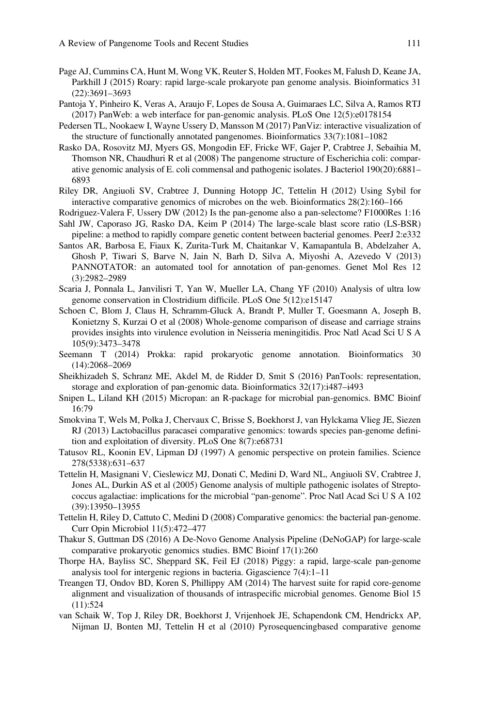Page AJ, Cummins CA, Hunt M, Wong VK, Reuter S, Holden MT, Fookes M, Falush D, Keane JA, Parkhill J (2015) Roary: rapid large-scale prokaryote pan genome analysis. Bioinformatics 31 (22):3691–3693

Pantoja Y, Pinheiro K, Veras A, Araujo F, Lopes de Sousa A, Guimaraes LC, Silva A, Ramos RTJ (2017) PanWeb: a web interface for pan-genomic analysis. PLoS One 12(5):e0178154

Pedersen TL, Nookaew I, Wayne Ussery D, Mansson M (2017) PanViz: interactive visualization of the structure of functionally annotated pangenomes. Bioinformatics 33(7):1081–1082

Rasko DA, Rosovitz MJ, Myers GS, Mongodin EF, Fricke WF, Gajer P, Crabtree J, Sebaihia M, Thomson NR, Chaudhuri R et al (2008) The pangenome structure of Escherichia coli: comparative genomic analysis of E. coli commensal and pathogenic isolates. J Bacteriol 190(20):6881–6893

Riley DR, Angiuoli SV, Crabtree J, Dunning Hotopp JC, Tettelin H (2012) Using Sybil for interactive comparative genomics of microbes on the web. Bioinformatics 28(2):160–166

Rodriguez-Valera F, Ussery DW (2012) Is the pan-genome also a pan-selectome? F1000Res 1:16

Sahl JW, Caporaso JG, Rasko DA, Keim P (2014) The large-scale blast score ratio (LS-BSR) pipeline: a method to rapidly compare genetic content between bacterial genomes. PeerJ 2:e332

Santos AR, Barbosa E, Fiaux K, Zurita-Turk M, Chaitankar V, Kamapantula B, Abdelzaher A, Ghosh P, Tiwari S, Barve N, Jain N, Barh D, Silva A, Miyoshi A, Azevedo V (2013) PANNOTATOR: an automated tool for annotation of pan-genomes. Genet Mol Res 12 (3):2982–2989

Scaria J, Ponnala L, Janvilisri T, Yan W, Mueller LA, Chang YF (2010) Analysis of ultra low genome conservation in Clostridium difficile. PLoS One 5(12):e15147

Schoen C, Blom J, Claus H, Schramm-Gluck A, Brandt P, Muller T, Goesmann A, Joseph B, Konietzny S, Kurzai O et al (2008) Whole-genome comparison of disease and carriage strains provides insights into virulence evolution in Neisseria meningitidis. Proc Natl Acad Sci U S A 105(9):3473–3478

Seemann T (2014) Prokka: rapid prokaryotic genome annotation. Bioinformatics 30 (14):2068–2069

Sheikhizadeh S, Schranz ME, Akdel M, de Ridder D, Smit S (2016) PanTools: representation, storage and exploration of pan-genomic data. Bioinformatics 32(17):i487–i493

Snipen L, Liland KH (2015) Micropan: an R-package for microbial pan-genomics. BMC Bioinf 16:79

Smokvina T, Wels M, Polka J, Chervaux C, Brisse S, Boekhorst J, van Hylckama Vlieg JE, Siezen RJ (2013) Lactobacillus paracasei comparative genomics: towards species pan-genome definition and exploitation of diversity. PLoS One 8(7):e68731

Tatusov RL, Koonin EV, Lipman DJ (1997) A genomic perspective on protein families. Science 278(5338):631–637

Tettelin H, Masignani V, Cieslewicz MJ, Donati C, Medini D, Ward NL, Angiuoli SV, Crabtree J, Jones AL, Durkin AS et al (2005) Genome analysis of multiple pathogenic isolates of Streptococcus agalactiae: implications for the microbial "pan-genome". Proc Natl Acad Sci U S A 102 (39):13950–13955

Tettelin H, Riley D, Cattuto C, Medini D (2008) Comparative genomics: the bacterial pan-genome. Curr Opin Microbiol 11(5):472–477

Thakur S, Guttman DS (2016) A De-Novo Genome Analysis Pipeline (DeNoGAP) for large-scale comparative prokaryotic genomics studies. BMC Bioinf 17(1):260

Thorpe HA, Bayliss SC, Sheppard SK, Feil EJ (2018) Piggy: a rapid, large-scale pan-genome analysis tool for intergenic regions in bacteria. Gigascience 7(4):1–11

Treangen TJ, Ondov BD, Koren S, Phillippy AM (2014) The harvest suite for rapid core-genome alignment and visualization of thousands of intraspecific microbial genomes. Genome Biol 15 (11):524

van Schaik W, Top J, Riley DR, Boekhorst J, Vrijenhoek JE, Schapendonk CM, Hendrickx AP, Nijman IJ, Bonten MJ, Tettelin H et al (2010) Pyrosequencingbased comparative genome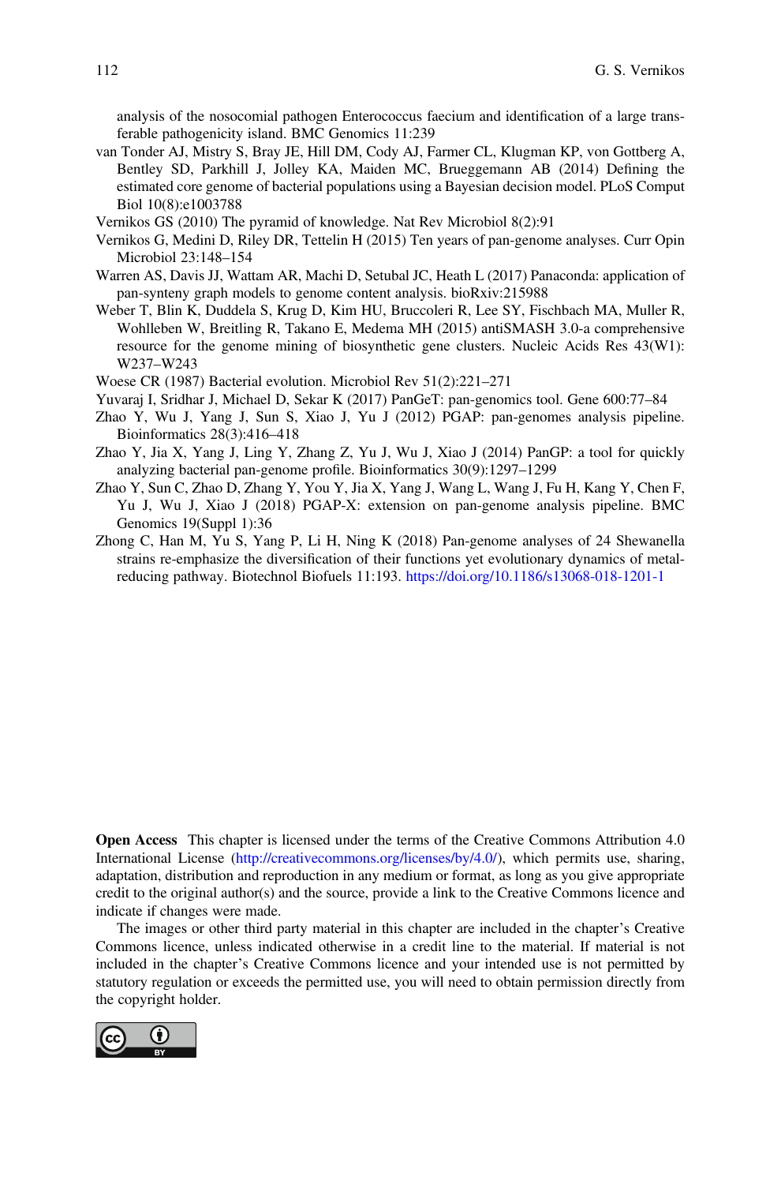analysis of the nosocomial pathogen Enterococcus faecium and identification of a large transferable pathogenicity island. BMC Genomics 11:239

van Tonder AJ, Mistry S, Bray JE, Hill DM, Cody AJ, Farmer CL, Klugman KP, von Gottberg A, Bentley SD, Parkhill J, Jolley KA, Maiden MC, Brueggemann AB (2014) Defining the estimated core genome of bacterial populations using a Bayesian decision model. PLoS Comput Biol 10(8):e1003788

Vernikos GS (2010) The pyramid of knowledge. Nat Rev Microbiol 8(2):91

Vernikos G, Medini D, Riley DR, Tettelin H (2015) Ten years of pan-genome analyses. Curr Opin Microbiol 23:148–154

Warren AS, Davis JJ, Wattam AR, Machi D, Setubal JC, Heath L (2017) Panaconda: application of pan-synteny graph models to genome content analysis. bioRxiv:215988

Weber T, Blin K, Duddela S, Krug D, Kim HU, Bruccoleri R, Lee SY, Fischbach MA, Muller R, Wohlleben W, Breitling R, Takano E, Medema MH (2015) antiSMASH 3.0-a comprehensive resource for the genome mining of biosynthetic gene clusters. Nucleic Acids Res 43(W1): W237–W243

Woese CR (1987) Bacterial evolution. Microbiol Rev 51(2):221–271

Yuvaraj I, Sridhar J, Michael D, Sekar K (2017) PanGeT: pan-genomics tool. Gene 600:77–84

Zhao Y, Wu J, Yang J, Sun S, Xiao J, Yu J (2012) PGAP: pan-genomes analysis pipeline. Bioinformatics 28(3):416–418

Zhao Y, Jia X, Yang J, Ling Y, Zhang Z, Yu J, Wu J, Xiao J (2014) PanGP: a tool for quickly analyzing bacterial pan-genome profile. Bioinformatics 30(9):1297–1299

Zhao Y, Sun C, Zhao D, Zhang Y, You Y, Jia X, Yang J, Wang L, Wang J, Fu H, Kang Y, Chen F, Yu J, Wu J, Xiao J (2018) PGAP-X: extension on pan-genome analysis pipeline. BMC Genomics 19(Suppl 1):36

Zhong C, Han M, Yu S, Yang P, Li H, Ning K (2018) Pan-genome analyses of 24 Shewanella strains re-emphasize the diversification of their functions yet evolutionary dynamics of metal-reducing pathway. Biotechnol Biofuels 11:193. https://doi.org/10.1186/s13068-018-1201-1

**Open Access** This chapter is licensed under the terms of the Creative Commons Attribution 4.0 International License (http://creativecommons.org/licenses/by/4.0/), which permits use, sharing, adaptation, distribution and reproduction in any medium or format, as long as you give appropriate credit to the original author(s) and the source, provide a link to the Creative Commons licence and indicate if changes were made.

The images or other third party material in this chapter are included in the chapter's Creative Commons licence, unless indicated otherwise in a credit line to the material. If material is not included in the chapter's Creative Commons licence and your intended use is not permitted by statutory regulation or exceeds the permitted use, you will need to obtain permission directly from the copyright holder.